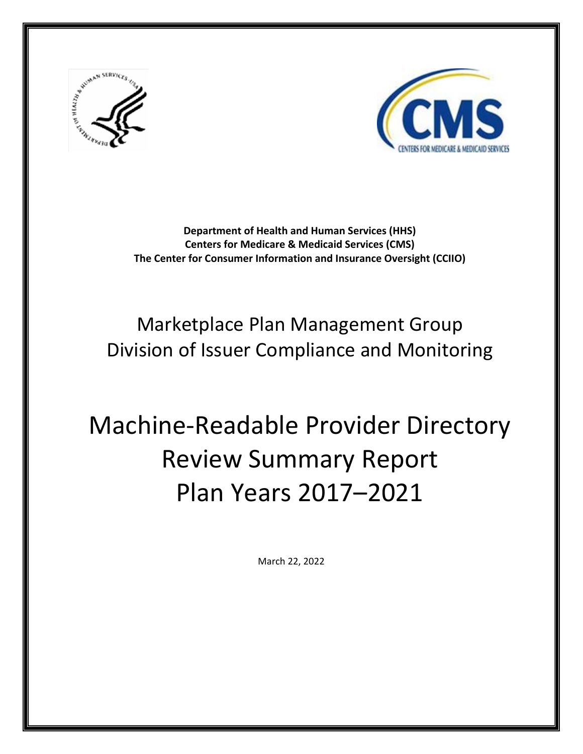**Department of Health and Human Services (HHS)**
**Centers for Medicare & Medicaid Services (CMS)**
**The Center for Consumer Information and Insurance Oversight (CCIIO)**

## Marketplace Plan Management Group
## Division of Issuer Compliance and Monitoring

# Machine-Readable Provider Directory Review Summary Report Plan Years 2017–2021

March 22, 2022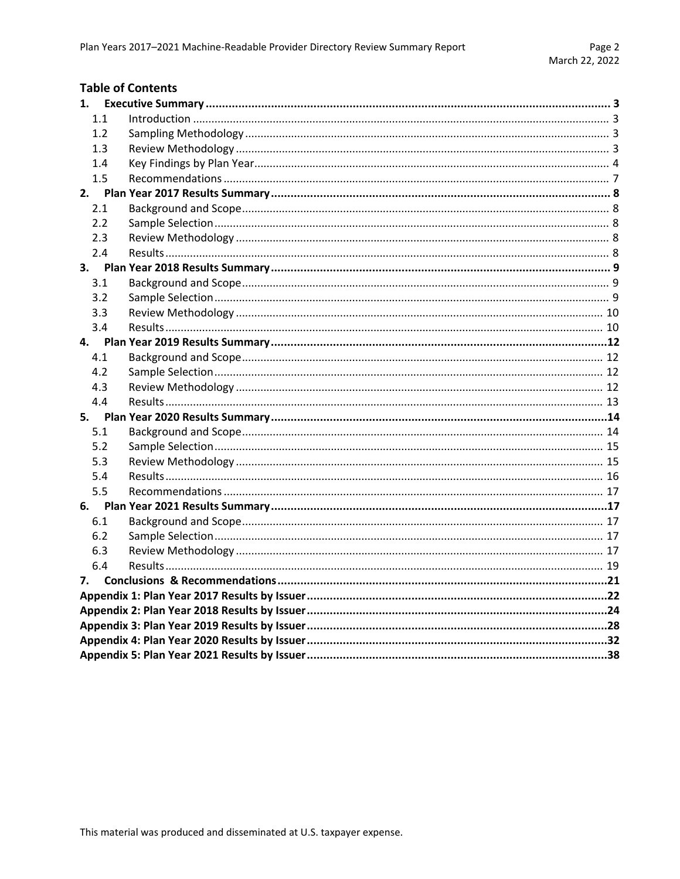## Table of Contents

**1. Executive Summary** .......... 3
- 1.1 Introduction .......... 3
- 1.2 Sampling Methodology .......... 3
- 1.3 Review Methodology .......... 3
- 1.4 Key Findings by Plan Year .......... 4
- 1.5 Recommendations .......... 7

**2. Plan Year 2017 Results Summary** .......... 8
- 2.1 Background and Scope .......... 8
- 2.2 Sample Selection .......... 8
- 2.3 Review Methodology .......... 8
- 2.4 Results .......... 8

**3. Plan Year 2018 Results Summary** .......... 9
- 3.1 Background and Scope .......... 9
- 3.2 Sample Selection .......... 9
- 3.3 Review Methodology .......... 10
- 3.4 Results .......... 10

**4. Plan Year 2019 Results Summary** .......... 12
- 4.1 Background and Scope .......... 12
- 4.2 Sample Selection .......... 12
- 4.3 Review Methodology .......... 12
- 4.4 Results .......... 13

**5. Plan Year 2020 Results Summary** .......... 14
- 5.1 Background and Scope .......... 14
- 5.2 Sample Selection .......... 15
- 5.3 Review Methodology .......... 15
- 5.4 Results .......... 16
- 5.5 Recommendations .......... 17

**6. Plan Year 2021 Results Summary** .......... 17
- 6.1 Background and Scope .......... 17
- 6.2 Sample Selection .......... 17
- 6.3 Review Methodology .......... 17
- 6.4 Results .......... 19

**7. Conclusions & Recommendations** .......... 21

**Appendix 1: Plan Year 2017 Results by Issuer** .......... 22

**Appendix 2: Plan Year 2018 Results by Issuer** .......... 24

**Appendix 3: Plan Year 2019 Results by Issuer** .......... 28

**Appendix 4: Plan Year 2020 Results by Issuer** .......... 32

**Appendix 5: Plan Year 2021 Results by Issuer** .......... 38

This material was produced and disseminated at U.S. taxpayer expense.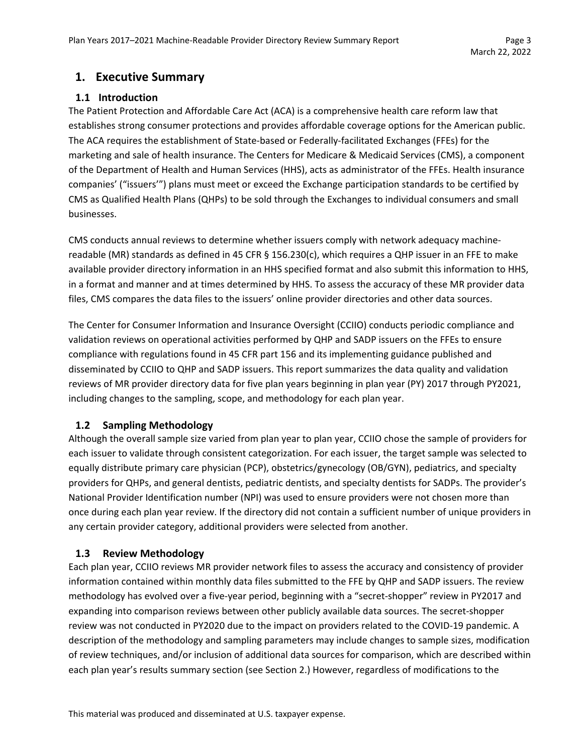# 1. Executive Summary

## 1.1 Introduction

The Patient Protection and Affordable Care Act (ACA) is a comprehensive health care reform law that establishes strong consumer protections and provides affordable coverage options for the American public. The ACA requires the establishment of State-based or Federally-facilitated Exchanges (FFEs) for the marketing and sale of health insurance. The Centers for Medicare & Medicaid Services (CMS), a component of the Department of Health and Human Services (HHS), acts as administrator of the FFEs. Health insurance companies' ("issuers'") plans must meet or exceed the Exchange participation standards to be certified by CMS as Qualified Health Plans (QHPs) to be sold through the Exchanges to individual consumers and small businesses.

CMS conducts annual reviews to determine whether issuers comply with network adequacy machine-readable (MR) standards as defined in 45 CFR § 156.230(c), which requires a QHP issuer in an FFE to make available provider directory information in an HHS specified format and also submit this information to HHS, in a format and manner and at times determined by HHS. To assess the accuracy of these MR provider data files, CMS compares the data files to the issuers' online provider directories and other data sources.

The Center for Consumer Information and Insurance Oversight (CCIIO) conducts periodic compliance and validation reviews on operational activities performed by QHP and SADP issuers on the FFEs to ensure compliance with regulations found in 45 CFR part 156 and its implementing guidance published and disseminated by CCIIO to QHP and SADP issuers. This report summarizes the data quality and validation reviews of MR provider directory data for five plan years beginning in plan year (PY) 2017 through PY2021, including changes to the sampling, scope, and methodology for each plan year.

## 1.2 Sampling Methodology

Although the overall sample size varied from plan year to plan year, CCIIO chose the sample of providers for each issuer to validate through consistent categorization. For each issuer, the target sample was selected to equally distribute primary care physician (PCP), obstetrics/gynecology (OB/GYN), pediatrics, and specialty providers for QHPs, and general dentists, pediatric dentists, and specialty dentists for SADPs. The provider's National Provider Identification number (NPI) was used to ensure providers were not chosen more than once during each plan year review. If the directory did not contain a sufficient number of unique providers in any certain provider category, additional providers were selected from another.

## 1.3 Review Methodology

Each plan year, CCIIO reviews MR provider network files to assess the accuracy and consistency of provider information contained within monthly data files submitted to the FFE by QHP and SADP issuers. The review methodology has evolved over a five-year period, beginning with a "secret-shopper" review in PY2017 and expanding into comparison reviews between other publicly available data sources. The secret-shopper review was not conducted in PY2020 due to the impact on providers related to the COVID-19 pandemic. A description of the methodology and sampling parameters may include changes to sample sizes, modification of review techniques, and/or inclusion of additional data sources for comparison, which are described within each plan year's results summary section (see Section 2.) However, regardless of modifications to the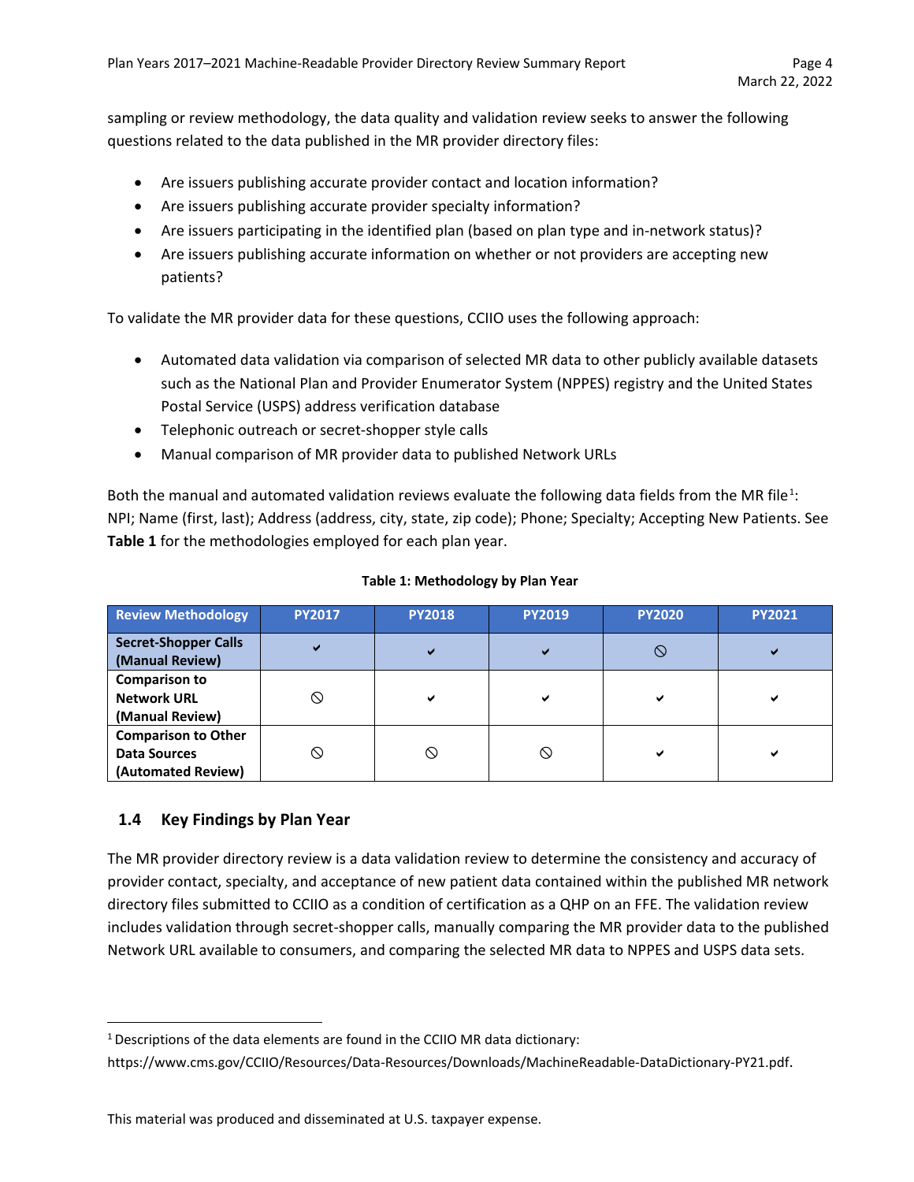sampling or review methodology, the data quality and validation review seeks to answer the following questions related to the data published in the MR provider directory files:

- Are issuers publishing accurate provider contact and location information?
- Are issuers publishing accurate provider specialty information?
- Are issuers participating in the identified plan (based on plan type and in-network status)?
- Are issuers publishing accurate information on whether or not providers are accepting new patients?

To validate the MR provider data for these questions, CCIIO uses the following approach:

- Automated data validation via comparison of selected MR data to other publicly available datasets such as the National Plan and Provider Enumerator System (NPPES) registry and the United States Postal Service (USPS) address verification database
- Telephonic outreach or secret-shopper style calls
- Manual comparison of MR provider data to published Network URLs

Both the manual and automated validation reviews evaluate the following data fields from the MR file[1]: NPI; Name (first, last); Address (address, city, state, zip code); Phone; Specialty; Accepting New Patients. See **Table 1** for the methodologies employed for each plan year.

**Table 1: Methodology by Plan Year**

| Review Methodology | PY2017 | PY2018 | PY2019 | PY2020 | PY2021 |
|---|---|---|---|---|---|
| **Secret-Shopper Calls (Manual Review)** | ✔ | ✔ | ✔ | ⃠ | ✔ |
| **Comparison to Network URL (Manual Review)** | ⃠ | ✔ | ✔ | ✔ | ✔ |
| **Comparison to Other Data Sources (Automated Review)** | ⃠ | ⃠ | ⃠ | ✔ | ✔ |

## 1.4 Key Findings by Plan Year

The MR provider directory review is a data validation review to determine the consistency and accuracy of provider contact, specialty, and acceptance of new patient data contained within the published MR network directory files submitted to CCIIO as a condition of certification as a QHP on an FFE. The validation review includes validation through secret-shopper calls, manually comparing the MR provider data to the published Network URL available to consumers, and comparing the selected MR data to NPPES and USPS data sets.

[1] Descriptions of the data elements are found in the CCIIO MR data dictionary: https://www.cms.gov/CCIIO/Resources/Data-Resources/Downloads/MachineReadable-DataDictionary-PY21.pdf.

This material was produced and disseminated at U.S. taxpayer expense.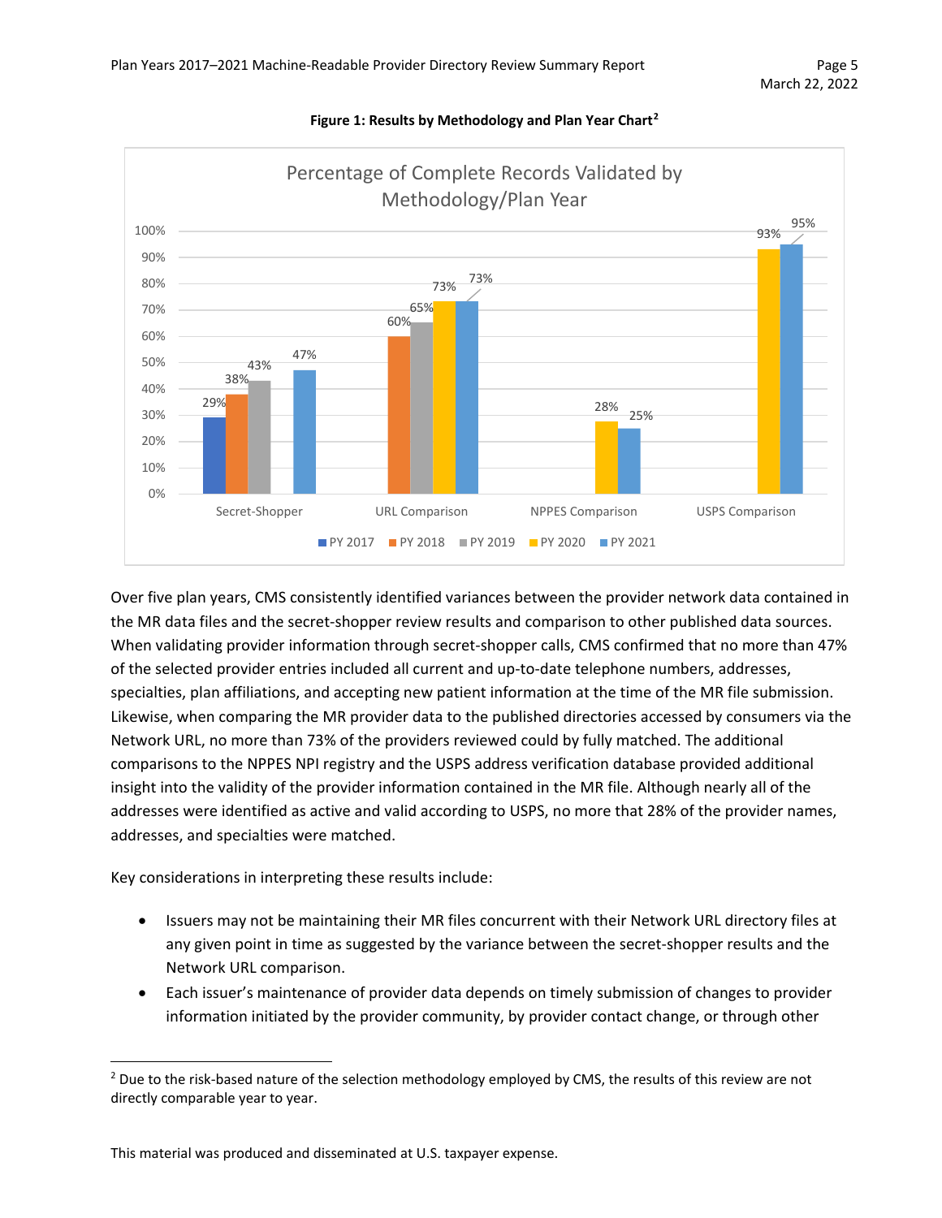**Figure 1: Results by Methodology and Plan Year Chart[2]**

Percentage of Complete Records Validated by Methodology/Plan Year

| Methodology | PY 2017 | PY 2018 | PY 2019 | PY 2020 | PY 2021 |
|---|---|---|---|---|---|
| Secret-Shopper | 29% | 38% | 43% | | 47% |
| URL Comparison | | 60% | 65% | 73% | 73% |
| NPPES Comparison | | | | 28% | 25% |
| USPS Comparison | | | | 93% | 95% |

Over five plan years, CMS consistently identified variances between the provider network data contained in the MR data files and the secret-shopper review results and comparison to other published data sources. When validating provider information through secret-shopper calls, CMS confirmed that no more than 47% of the selected provider entries included all current and up-to-date telephone numbers, addresses, specialties, plan affiliations, and accepting new patient information at the time of the MR file submission. Likewise, when comparing the MR provider data to the published directories accessed by consumers via the Network URL, no more than 73% of the providers reviewed could by fully matched. The additional comparisons to the NPPES NPI registry and the USPS address verification database provided additional insight into the validity of the provider information contained in the MR file. Although nearly all of the addresses were identified as active and valid according to USPS, no more that 28% of the provider names, addresses, and specialties were matched.

Key considerations in interpreting these results include:

- Issuers may not be maintaining their MR files concurrent with their Network URL directory files at any given point in time as suggested by the variance between the secret-shopper results and the Network URL comparison.
- Each issuer's maintenance of provider data depends on timely submission of changes to provider information initiated by the provider community, by provider contact change, or through other

[2] Due to the risk-based nature of the selection methodology employed by CMS, the results of this review are not directly comparable year to year.

This material was produced and disseminated at U.S. taxpayer expense.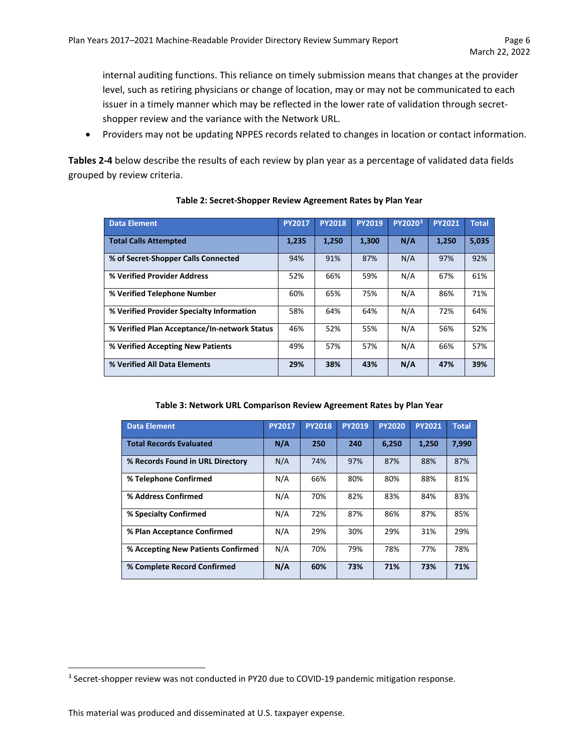internal auditing functions. This reliance on timely submission means that changes at the provider level, such as retiring physicians or change of location, may or may not be communicated to each issuer in a timely manner which may be reflected in the lower rate of validation through secret-shopper review and the variance with the Network URL.

- Providers may not be updating NPPES records related to changes in location or contact information.

**Tables 2-4** below describe the results of each review by plan year as a percentage of validated data fields grouped by review criteria.

**Table 2: Secret-Shopper Review Agreement Rates by Plan Year**

| Data Element | PY2017 | PY2018 | PY2019 | PY2020[3] | PY2021 | Total |
|---|---|---|---|---|---|---|
| **Total Calls Attempted** | **1,235** | **1,250** | **1,300** | **N/A** | **1,250** | **5,035** |
| **% of Secret-Shopper Calls Connected** | 94% | 91% | 87% | N/A | 97% | 92% |
| **% Verified Provider Address** | 52% | 66% | 59% | N/A | 67% | 61% |
| **% Verified Telephone Number** | 60% | 65% | 75% | N/A | 86% | 71% |
| **% Verified Provider Specialty Information** | 58% | 64% | 64% | N/A | 72% | 64% |
| **% Verified Plan Acceptance/In-network Status** | 46% | 52% | 55% | N/A | 56% | 52% |
| **% Verified Accepting New Patients** | 49% | 57% | 57% | N/A | 66% | 57% |
| **% Verified All Data Elements** | **29%** | **38%** | **43%** | **N/A** | **47%** | **39%** |

**Table 3: Network URL Comparison Review Agreement Rates by Plan Year**

| Data Element | PY2017 | PY2018 | PY2019 | PY2020 | PY2021 | Total |
|---|---|---|---|---|---|---|
| **Total Records Evaluated** | **N/A** | **250** | **240** | **6,250** | **1,250** | **7,990** |
| **% Records Found in URL Directory** | N/A | 74% | 97% | 87% | 88% | 87% |
| **% Telephone Confirmed** | N/A | 66% | 80% | 80% | 88% | 81% |
| **% Address Confirmed** | N/A | 70% | 82% | 83% | 84% | 83% |
| **% Specialty Confirmed** | N/A | 72% | 87% | 86% | 87% | 85% |
| **% Plan Acceptance Confirmed** | N/A | 29% | 30% | 29% | 31% | 29% |
| **% Accepting New Patients Confirmed** | N/A | 70% | 79% | 78% | 77% | 78% |
| **% Complete Record Confirmed** | **N/A** | **60%** | **73%** | **71%** | **73%** | **71%** |

[3] Secret-shopper review was not conducted in PY20 due to COVID-19 pandemic mitigation response.

This material was produced and disseminated at U.S. taxpayer expense.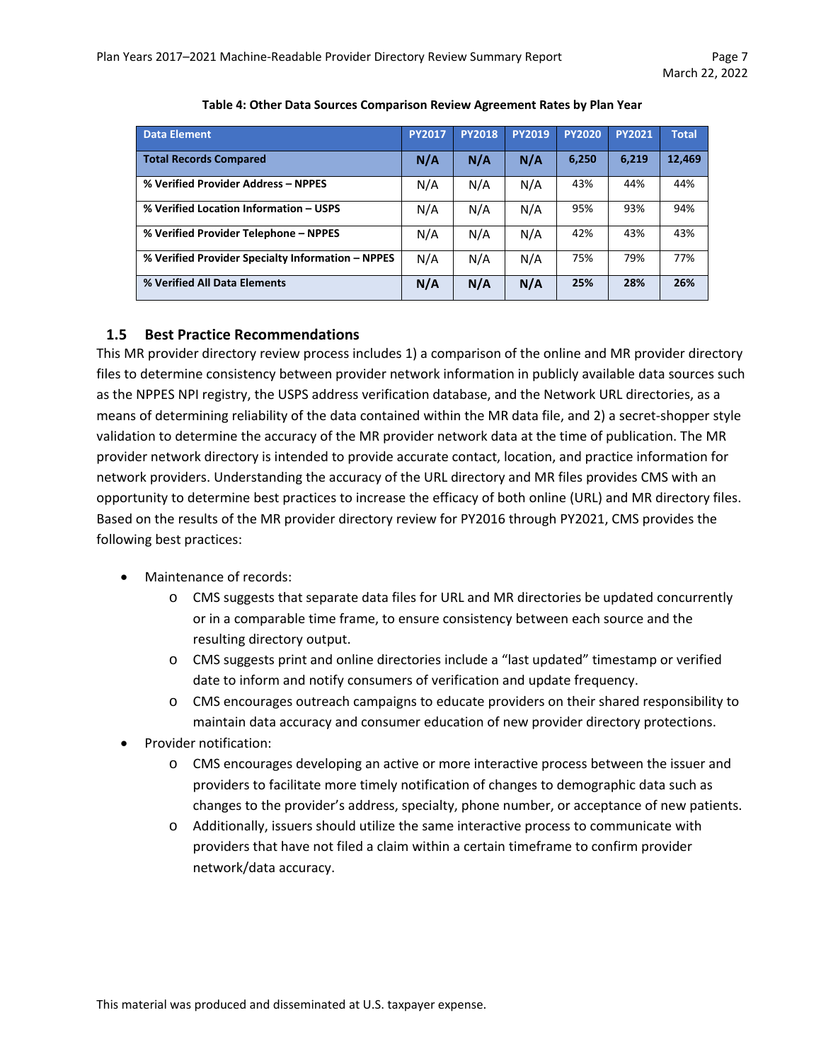**Table 4: Other Data Sources Comparison Review Agreement Rates by Plan Year**

| Data Element | PY2017 | PY2018 | PY2019 | PY2020 | PY2021 | Total |
|---|---|---|---|---|---|---|
| **Total Records Compared** | **N/A** | **N/A** | **N/A** | **6,250** | **6,219** | **12,469** |
| **% Verified Provider Address – NPPES** | N/A | N/A | N/A | 43% | 44% | 44% |
| **% Verified Location Information – USPS** | N/A | N/A | N/A | 95% | 93% | 94% |
| **% Verified Provider Telephone – NPPES** | N/A | N/A | N/A | 42% | 43% | 43% |
| **% Verified Provider Specialty Information – NPPES** | N/A | N/A | N/A | 75% | 79% | 77% |
| **% Verified All Data Elements** | **N/A** | **N/A** | **N/A** | **25%** | **28%** | **26%** |

## 1.5 Best Practice Recommendations

This MR provider directory review process includes 1) a comparison of the online and MR provider directory files to determine consistency between provider network information in publicly available data sources such as the NPPES NPI registry, the USPS address verification database, and the Network URL directories, as a means of determining reliability of the data contained within the MR data file, and 2) a secret-shopper style validation to determine the accuracy of the MR provider network data at the time of publication. The MR provider network directory is intended to provide accurate contact, location, and practice information for network providers. Understanding the accuracy of the URL directory and MR files provides CMS with an opportunity to determine best practices to increase the efficacy of both online (URL) and MR directory files. Based on the results of the MR provider directory review for PY2016 through PY2021, CMS provides the following best practices:

- Maintenance of records:
  - CMS suggests that separate data files for URL and MR directories be updated concurrently or in a comparable time frame, to ensure consistency between each source and the resulting directory output.
  - CMS suggests print and online directories include a "last updated" timestamp or verified date to inform and notify consumers of verification and update frequency.
  - CMS encourages outreach campaigns to educate providers on their shared responsibility to maintain data accuracy and consumer education of new provider directory protections.
- Provider notification:
  - CMS encourages developing an active or more interactive process between the issuer and providers to facilitate more timely notification of changes to demographic data such as changes to the provider's address, specialty, phone number, or acceptance of new patients.
  - Additionally, issuers should utilize the same interactive process to communicate with providers that have not filed a claim within a certain timeframe to confirm provider network/data accuracy.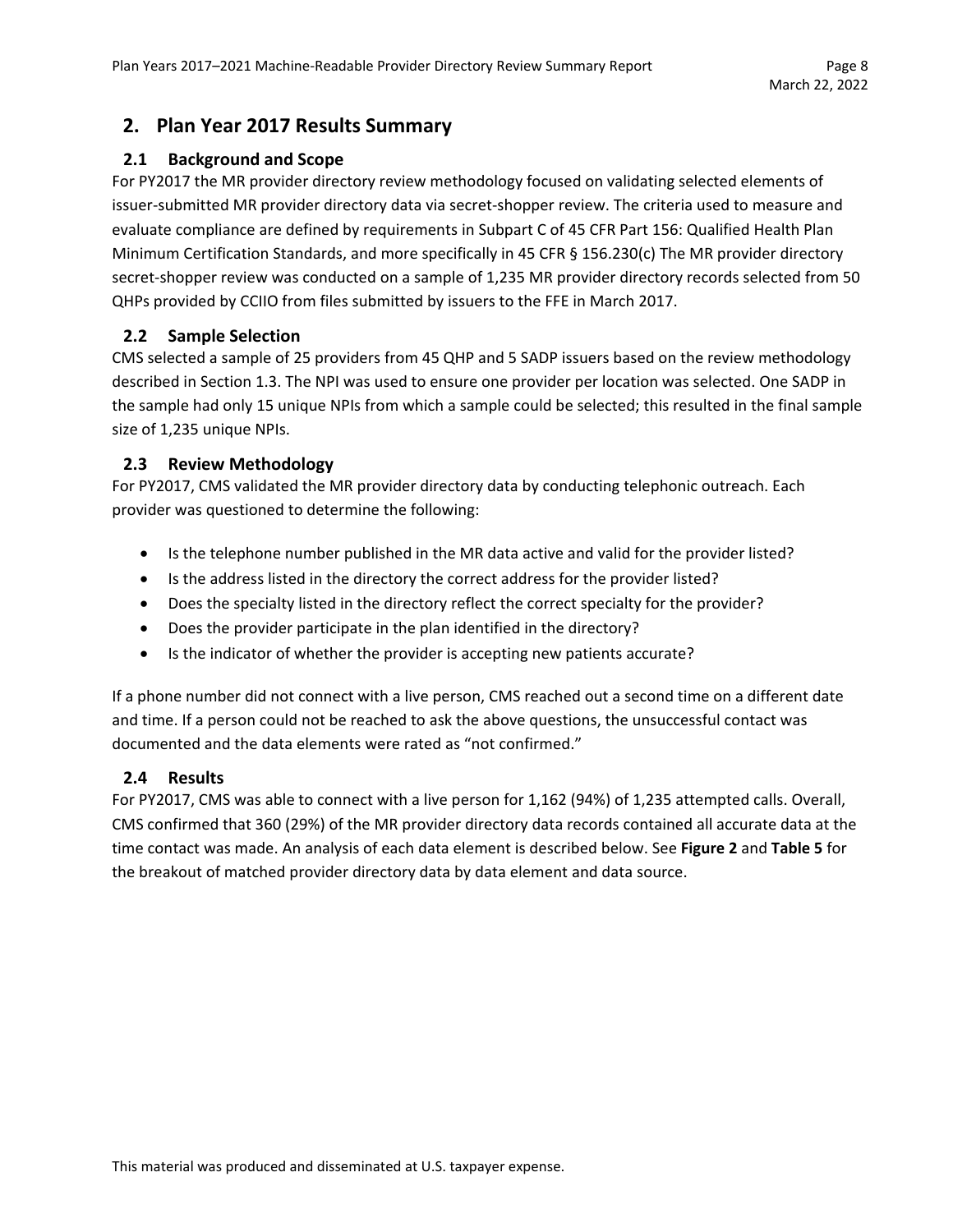## 2. Plan Year 2017 Results Summary

### 2.1 Background and Scope

For PY2017 the MR provider directory review methodology focused on validating selected elements of issuer-submitted MR provider directory data via secret-shopper review. The criteria used to measure and evaluate compliance are defined by requirements in Subpart C of 45 CFR Part 156: Qualified Health Plan Minimum Certification Standards, and more specifically in 45 CFR § 156.230(c) The MR provider directory secret-shopper review was conducted on a sample of 1,235 MR provider directory records selected from 50 QHPs provided by CCIIO from files submitted by issuers to the FFE in March 2017.

### 2.2 Sample Selection

CMS selected a sample of 25 providers from 45 QHP and 5 SADP issuers based on the review methodology described in Section 1.3. The NPI was used to ensure one provider per location was selected. One SADP in the sample had only 15 unique NPIs from which a sample could be selected; this resulted in the final sample size of 1,235 unique NPIs.

### 2.3 Review Methodology

For PY2017, CMS validated the MR provider directory data by conducting telephonic outreach. Each provider was questioned to determine the following:

- Is the telephone number published in the MR data active and valid for the provider listed?
- Is the address listed in the directory the correct address for the provider listed?
- Does the specialty listed in the directory reflect the correct specialty for the provider?
- Does the provider participate in the plan identified in the directory?
- Is the indicator of whether the provider is accepting new patients accurate?

If a phone number did not connect with a live person, CMS reached out a second time on a different date and time. If a person could not be reached to ask the above questions, the unsuccessful contact was documented and the data elements were rated as "not confirmed."

### 2.4 Results

For PY2017, CMS was able to connect with a live person for 1,162 (94%) of 1,235 attempted calls. Overall, CMS confirmed that 360 (29%) of the MR provider directory data records contained all accurate data at the time contact was made. An analysis of each data element is described below. See **Figure 2** and **Table 5** for the breakout of matched provider directory data by data element and data source.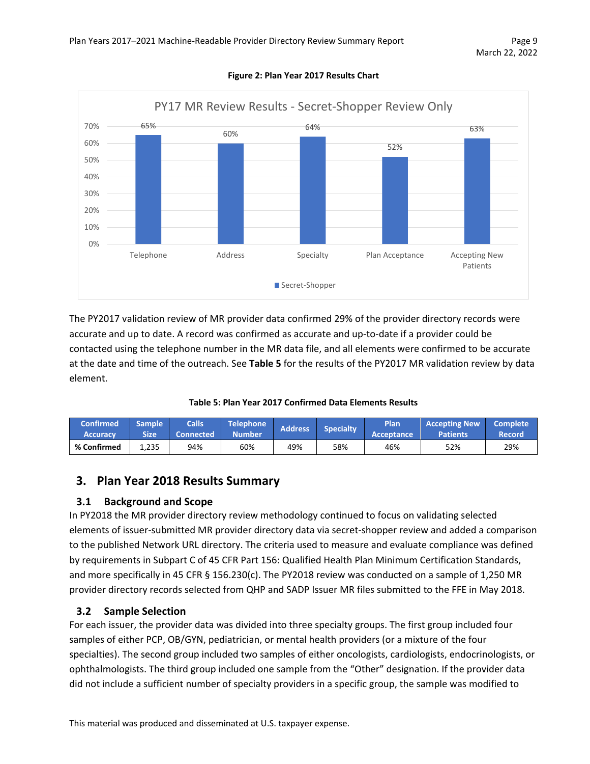**Figure 2: Plan Year 2017 Results Chart**

PY17 MR Review Results - Secret-Shopper Review Only

| | Telephone | Address | Specialty | Plan Acceptance | Accepting New Patients |
|---|---|---|---|---|---|
| Secret-Shopper | 65% | 60% | 64% | 52% | 63% |

The PY2017 validation review of MR provider data confirmed 29% of the provider directory records were accurate and up to date. A record was confirmed as accurate and up-to-date if a provider could be contacted using the telephone number in the MR data file, and all elements were confirmed to be accurate at the date and time of the outreach. See **Table 5** for the results of the PY2017 MR validation review by data element.

**Table 5: Plan Year 2017 Confirmed Data Elements Results**

| Confirmed Accuracy | Sample Size | Calls Connected | Telephone Number | Address | Specialty | Plan Acceptance | Accepting New Patients | Complete Record |
|---|---|---|---|---|---|---|---|---|
| **% Confirmed** | 1,235 | 94% | 60% | 49% | 58% | 46% | 52% | 29% |

## 3. Plan Year 2018 Results Summary

### 3.1 Background and Scope

In PY2018 the MR provider directory review methodology continued to focus on validating selected elements of issuer-submitted MR provider directory data via secret-shopper review and added a comparison to the published Network URL directory. The criteria used to measure and evaluate compliance was defined by requirements in Subpart C of 45 CFR Part 156: Qualified Health Plan Minimum Certification Standards, and more specifically in 45 CFR § 156.230(c). The PY2018 review was conducted on a sample of 1,250 MR provider directory records selected from QHP and SADP Issuer MR files submitted to the FFE in May 2018.

### 3.2 Sample Selection

For each issuer, the provider data was divided into three specialty groups. The first group included four samples of either PCP, OB/GYN, pediatrician, or mental health providers (or a mixture of the four specialties). The second group included two samples of either oncologists, cardiologists, endocrinologists, or ophthalmologists. The third group included one sample from the "Other" designation. If the provider data did not include a sufficient number of specialty providers in a specific group, the sample was modified to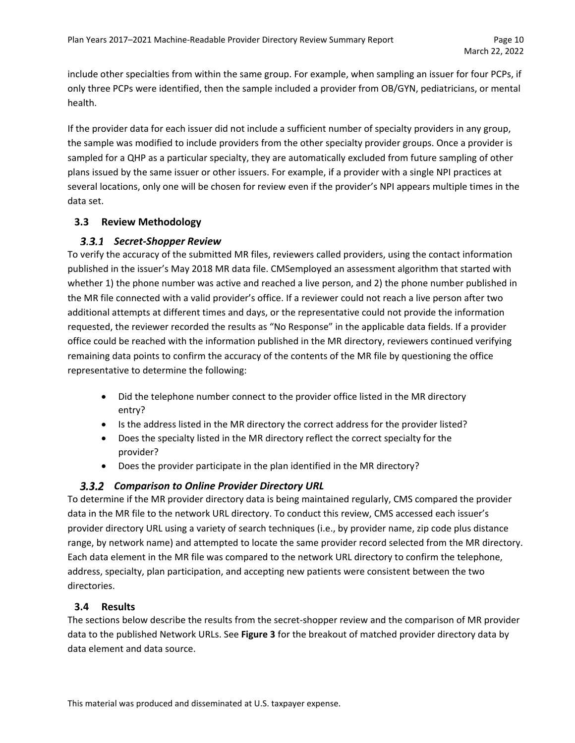include other specialties from within the same group. For example, when sampling an issuer for four PCPs, if only three PCPs were identified, then the sample included a provider from OB/GYN, pediatricians, or mental health.

If the provider data for each issuer did not include a sufficient number of specialty providers in any group, the sample was modified to include providers from the other specialty provider groups. Once a provider is sampled for a QHP as a particular specialty, they are automatically excluded from future sampling of other plans issued by the same issuer or other issuers. For example, if a provider with a single NPI practices at several locations, only one will be chosen for review even if the provider's NPI appears multiple times in the data set.

## 3.3 Review Methodology

### *3.3.1 Secret-Shopper Review*

To verify the accuracy of the submitted MR files, reviewers called providers, using the contact information published in the issuer's May 2018 MR data file. CMSemployed an assessment algorithm that started with whether 1) the phone number was active and reached a live person, and 2) the phone number published in the MR file connected with a valid provider's office. If a reviewer could not reach a live person after two additional attempts at different times and days, or the representative could not provide the information requested, the reviewer recorded the results as "No Response" in the applicable data fields. If a provider office could be reached with the information published in the MR directory, reviewers continued verifying remaining data points to confirm the accuracy of the contents of the MR file by questioning the office representative to determine the following:

- Did the telephone number connect to the provider office listed in the MR directory entry?
- Is the address listed in the MR directory the correct address for the provider listed?
- Does the specialty listed in the MR directory reflect the correct specialty for the provider?
- Does the provider participate in the plan identified in the MR directory?

### *3.3.2 Comparison to Online Provider Directory URL*

To determine if the MR provider directory data is being maintained regularly, CMS compared the provider data in the MR file to the network URL directory. To conduct this review, CMS accessed each issuer's provider directory URL using a variety of search techniques (i.e., by provider name, zip code plus distance range, by network name) and attempted to locate the same provider record selected from the MR directory. Each data element in the MR file was compared to the network URL directory to confirm the telephone, address, specialty, plan participation, and accepting new patients were consistent between the two directories.

## 3.4 Results

The sections below describe the results from the secret-shopper review and the comparison of MR provider data to the published Network URLs. See **Figure 3** for the breakout of matched provider directory data by data element and data source.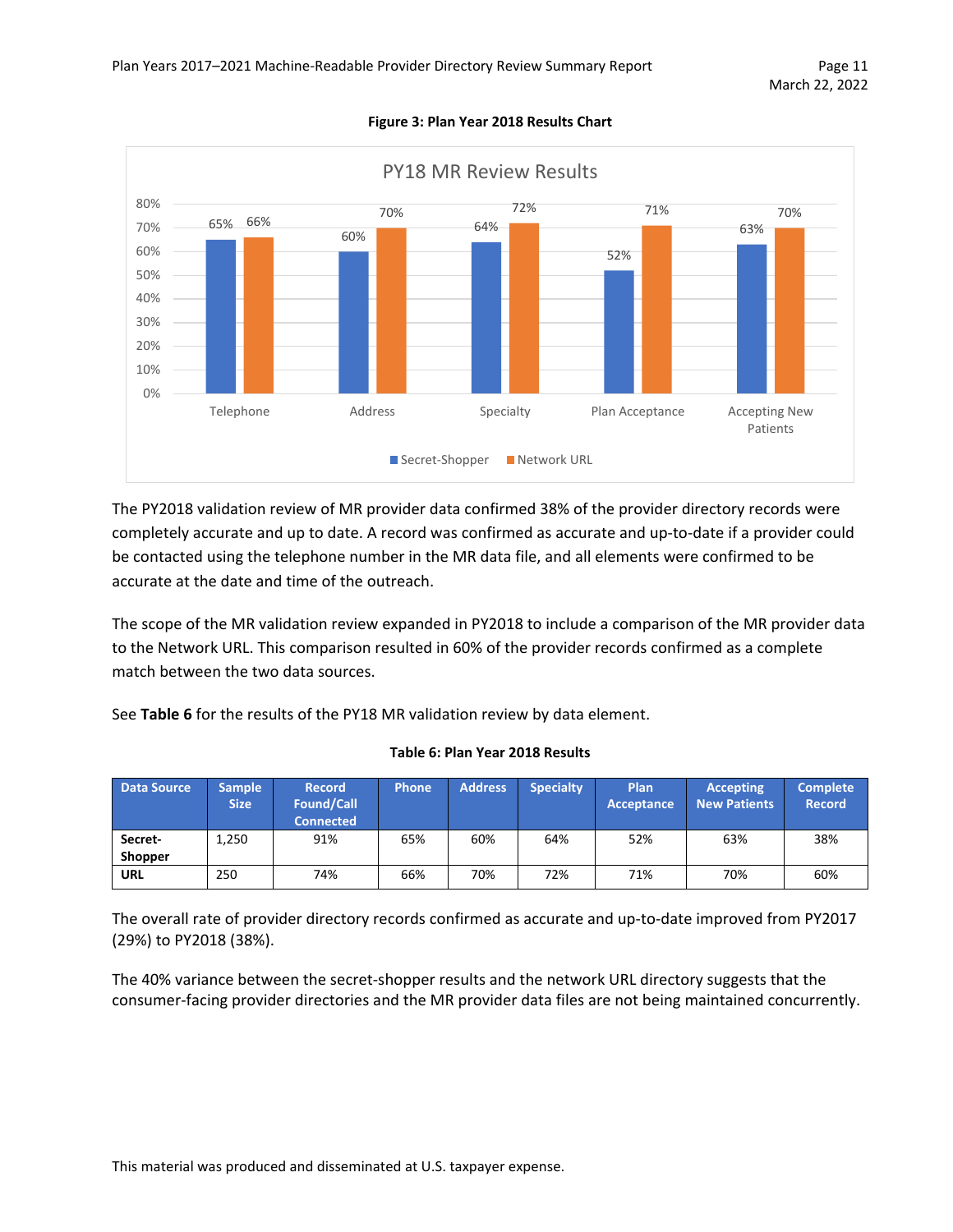**Figure 3: Plan Year 2018 Results Chart**

The PY2018 validation review of MR provider data confirmed 38% of the provider directory records were completely accurate and up to date. A record was confirmed as accurate and up-to-date if a provider could be contacted using the telephone number in the MR data file, and all elements were confirmed to be accurate at the date and time of the outreach.

The scope of the MR validation review expanded in PY2018 to include a comparison of the MR provider data to the Network URL. This comparison resulted in 60% of the provider records confirmed as a complete match between the two data sources.

See **Table 6** for the results of the PY18 MR validation review by data element.

**Table 6: Plan Year 2018 Results**

| Data Source | Sample Size | Record Found/Call Connected | Phone | Address | Specialty | Plan Acceptance | Accepting New Patients | Complete Record |
|---|---|---|---|---|---|---|---|---|
| **Secret-Shopper** | 1,250 | 91% | 65% | 60% | 64% | 52% | 63% | 38% |
| **URL** | 250 | 74% | 66% | 70% | 72% | 71% | 70% | 60% |

The overall rate of provider directory records confirmed as accurate and up-to-date improved from PY2017 (29%) to PY2018 (38%).

The 40% variance between the secret-shopper results and the network URL directory suggests that the consumer-facing provider directories and the MR provider data files are not being maintained concurrently.

This material was produced and disseminated at U.S. taxpayer expense.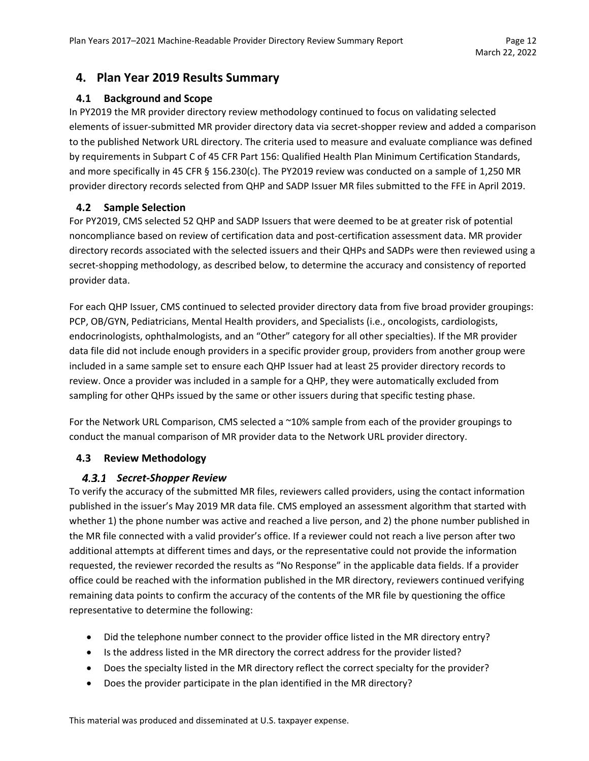# 4. Plan Year 2019 Results Summary

## 4.1 Background and Scope

In PY2019 the MR provider directory review methodology continued to focus on validating selected elements of issuer-submitted MR provider directory data via secret-shopper review and added a comparison to the published Network URL directory. The criteria used to measure and evaluate compliance was defined by requirements in Subpart C of 45 CFR Part 156: Qualified Health Plan Minimum Certification Standards, and more specifically in 45 CFR § 156.230(c). The PY2019 review was conducted on a sample of 1,250 MR provider directory records selected from QHP and SADP Issuer MR files submitted to the FFE in April 2019.

## 4.2 Sample Selection

For PY2019, CMS selected 52 QHP and SADP Issuers that were deemed to be at greater risk of potential noncompliance based on review of certification data and post-certification assessment data. MR provider directory records associated with the selected issuers and their QHPs and SADPs were then reviewed using a secret-shopping methodology, as described below, to determine the accuracy and consistency of reported provider data.

For each QHP Issuer, CMS continued to selected provider directory data from five broad provider groupings: PCP, OB/GYN, Pediatricians, Mental Health providers, and Specialists (i.e., oncologists, cardiologists, endocrinologists, ophthalmologists, and an "Other" category for all other specialties). If the MR provider data file did not include enough providers in a specific provider group, providers from another group were included in a same sample set to ensure each QHP Issuer had at least 25 provider directory records to review. Once a provider was included in a sample for a QHP, they were automatically excluded from sampling for other QHPs issued by the same or other issuers during that specific testing phase.

For the Network URL Comparison, CMS selected a ~10% sample from each of the provider groupings to conduct the manual comparison of MR provider data to the Network URL provider directory.

## 4.3 Review Methodology

### *4.3.1 Secret-Shopper Review*

To verify the accuracy of the submitted MR files, reviewers called providers, using the contact information published in the issuer's May 2019 MR data file. CMS employed an assessment algorithm that started with whether 1) the phone number was active and reached a live person, and 2) the phone number published in the MR file connected with a valid provider's office. If a reviewer could not reach a live person after two additional attempts at different times and days, or the representative could not provide the information requested, the reviewer recorded the results as "No Response" in the applicable data fields. If a provider office could be reached with the information published in the MR directory, reviewers continued verifying remaining data points to confirm the accuracy of the contents of the MR file by questioning the office representative to determine the following:

- Did the telephone number connect to the provider office listed in the MR directory entry?
- Is the address listed in the MR directory the correct address for the provider listed?
- Does the specialty listed in the MR directory reflect the correct specialty for the provider?
- Does the provider participate in the plan identified in the MR directory?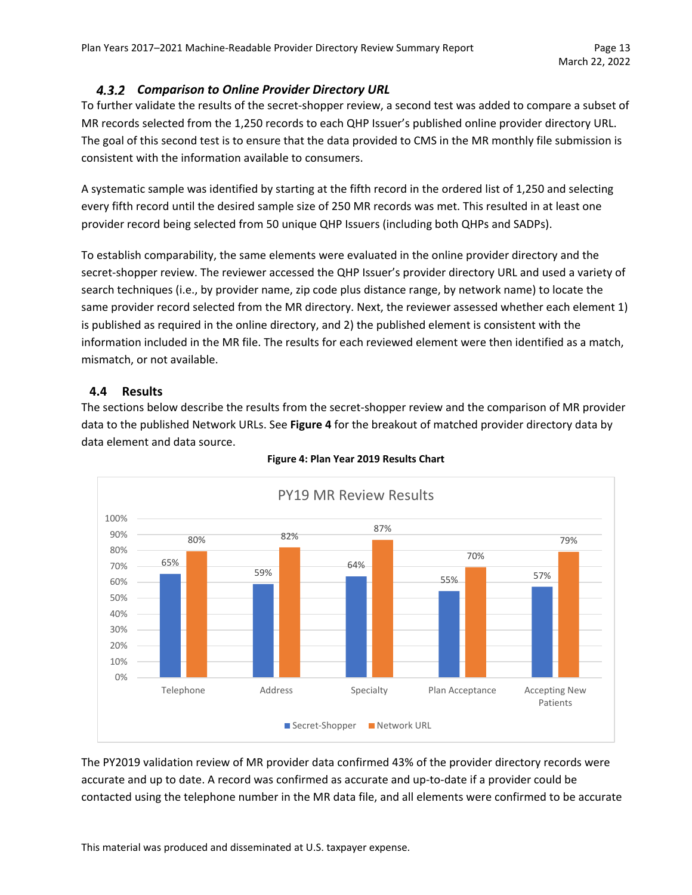### 4.3.2 Comparison to Online Provider Directory URL

To further validate the results of the secret-shopper review, a second test was added to compare a subset of MR records selected from the 1,250 records to each QHP Issuer's published online provider directory URL. The goal of this second test is to ensure that the data provided to CMS in the MR monthly file submission is consistent with the information available to consumers.

A systematic sample was identified by starting at the fifth record in the ordered list of 1,250 and selecting every fifth record until the desired sample size of 250 MR records was met. This resulted in at least one provider record being selected from 50 unique QHP Issuers (including both QHPs and SADPs).

To establish comparability, the same elements were evaluated in the online provider directory and the secret-shopper review. The reviewer accessed the QHP Issuer's provider directory URL and used a variety of search techniques (i.e., by provider name, zip code plus distance range, by network name) to locate the same provider record selected from the MR directory. Next, the reviewer assessed whether each element 1) is published as required in the online directory, and 2) the published element is consistent with the information included in the MR file. The results for each reviewed element were then identified as a match, mismatch, or not available.

## 4.4 Results

The sections below describe the results from the secret-shopper review and the comparison of MR provider data to the published Network URLs. See **Figure 4** for the breakout of matched provider directory data by data element and data source.

**Figure 4: Plan Year 2019 Results Chart**

PY19 MR Review Results

| Data Element | Secret-Shopper | Network URL |
|---|---|---|
| Telephone | 65% | 80% |
| Address | 59% | 82% |
| Specialty | 64% | 87% |
| Plan Acceptance | 55% | 70% |
| Accepting New Patients | 57% | 79% |

The PY2019 validation review of MR provider data confirmed 43% of the provider directory records were accurate and up to date. A record was confirmed as accurate and up-to-date if a provider could be contacted using the telephone number in the MR data file, and all elements were confirmed to be accurate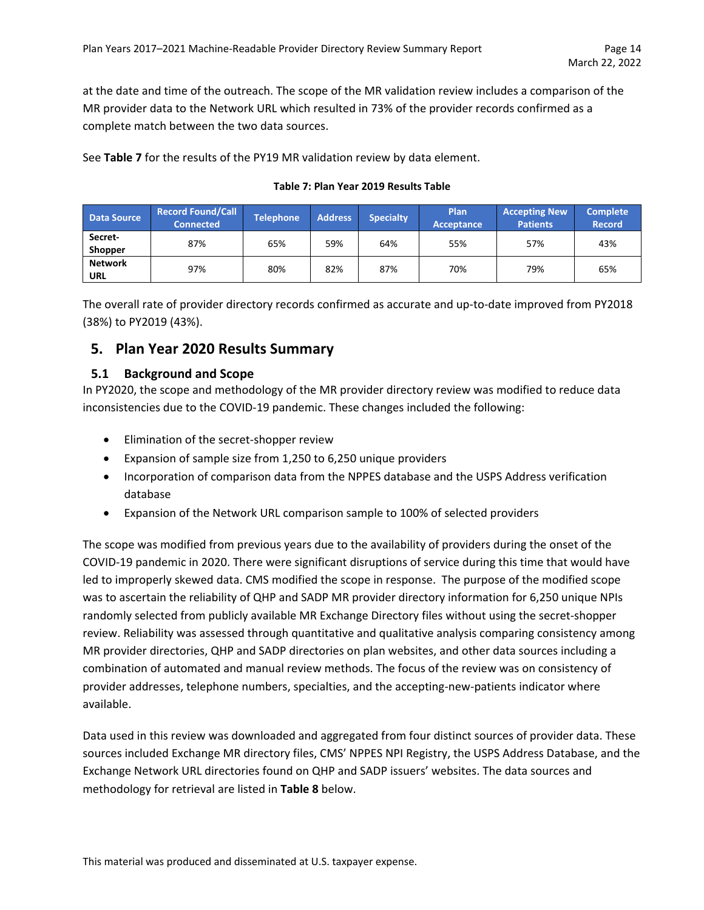at the date and time of the outreach. The scope of the MR validation review includes a comparison of the MR provider data to the Network URL which resulted in 73% of the provider records confirmed as a complete match between the two data sources.

See **Table 7** for the results of the PY19 MR validation review by data element.

**Table 7: Plan Year 2019 Results Table**

| Data Source | Record Found/Call Connected | Telephone | Address | Specialty | Plan Acceptance | Accepting New Patients | Complete Record |
|---|---|---|---|---|---|---|---|
| **Secret-Shopper** | 87% | 65% | 59% | 64% | 55% | 57% | 43% |
| **Network URL** | 97% | 80% | 82% | 87% | 70% | 79% | 65% |

The overall rate of provider directory records confirmed as accurate and up-to-date improved from PY2018 (38%) to PY2019 (43%).

## 5. Plan Year 2020 Results Summary

### 5.1 Background and Scope

In PY2020, the scope and methodology of the MR provider directory review was modified to reduce data inconsistencies due to the COVID-19 pandemic. These changes included the following:

- Elimination of the secret-shopper review
- Expansion of sample size from 1,250 to 6,250 unique providers
- Incorporation of comparison data from the NPPES database and the USPS Address verification database
- Expansion of the Network URL comparison sample to 100% of selected providers

The scope was modified from previous years due to the availability of providers during the onset of the COVID-19 pandemic in 2020. There were significant disruptions of service during this time that would have led to improperly skewed data. CMS modified the scope in response. The purpose of the modified scope was to ascertain the reliability of QHP and SADP MR provider directory information for 6,250 unique NPIs randomly selected from publicly available MR Exchange Directory files without using the secret-shopper review. Reliability was assessed through quantitative and qualitative analysis comparing consistency among MR provider directories, QHP and SADP directories on plan websites, and other data sources including a combination of automated and manual review methods. The focus of the review was on consistency of provider addresses, telephone numbers, specialties, and the accepting-new-patients indicator where available.

Data used in this review was downloaded and aggregated from four distinct sources of provider data. These sources included Exchange MR directory files, CMS' NPPES NPI Registry, the USPS Address Database, and the Exchange Network URL directories found on QHP and SADP issuers' websites. The data sources and methodology for retrieval are listed in **Table 8** below.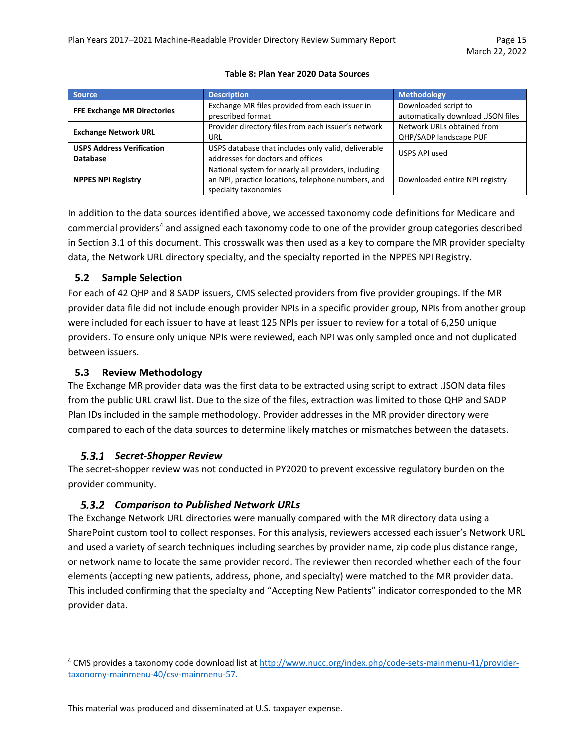**Table 8: Plan Year 2020 Data Sources**

| Source | Description | Methodology |
| --- | --- | --- |
| **FFE Exchange MR Directories** | Exchange MR files provided from each issuer in prescribed format | Downloaded script to automatically download .JSON files |
| **Exchange Network URL** | Provider directory files from each issuer's network URL | Network URLs obtained from QHP/SADP landscape PUF |
| **USPS Address Verification Database** | USPS database that includes only valid, deliverable addresses for doctors and offices | USPS API used |
| **NPPES NPI Registry** | National system for nearly all providers, including an NPI, practice locations, telephone numbers, and specialty taxonomies | Downloaded entire NPI registry |

In addition to the data sources identified above, we accessed taxonomy code definitions for Medicare and commercial providers[4] and assigned each taxonomy code to one of the provider group categories described in Section 3.1 of this document. This crosswalk was then used as a key to compare the MR provider specialty data, the Network URL directory specialty, and the specialty reported in the NPPES NPI Registry.

## 5.2 Sample Selection

For each of 42 QHP and 8 SADP issuers, CMS selected providers from five provider groupings. If the MR provider data file did not include enough provider NPIs in a specific provider group, NPIs from another group were included for each issuer to have at least 125 NPIs per issuer to review for a total of 6,250 unique providers. To ensure only unique NPIs were reviewed, each NPI was only sampled once and not duplicated between issuers.

## 5.3 Review Methodology

The Exchange MR provider data was the first data to be extracted using script to extract .JSON data files from the public URL crawl list. Due to the size of the files, extraction was limited to those QHP and SADP Plan IDs included in the sample methodology. Provider addresses in the MR provider directory were compared to each of the data sources to determine likely matches or mismatches between the datasets.

### *5.3.1 Secret-Shopper Review*

The secret-shopper review was not conducted in PY2020 to prevent excessive regulatory burden on the provider community.

### *5.3.2 Comparison to Published Network URLs*

The Exchange Network URL directories were manually compared with the MR directory data using a SharePoint custom tool to collect responses. For this analysis, reviewers accessed each issuer's Network URL and used a variety of search techniques including searches by provider name, zip code plus distance range, or network name to locate the same provider record. The reviewer then recorded whether each of the four elements (accepting new patients, address, phone, and specialty) were matched to the MR provider data. This included confirming that the specialty and "Accepting New Patients" indicator corresponded to the MR provider data.

---

[4] CMS provides a taxonomy code download list at http://www.nucc.org/index.php/code-sets-mainmenu-41/provider-taxonomy-mainmenu-40/csv-mainmenu-57.

This material was produced and disseminated at U.S. taxpayer expense.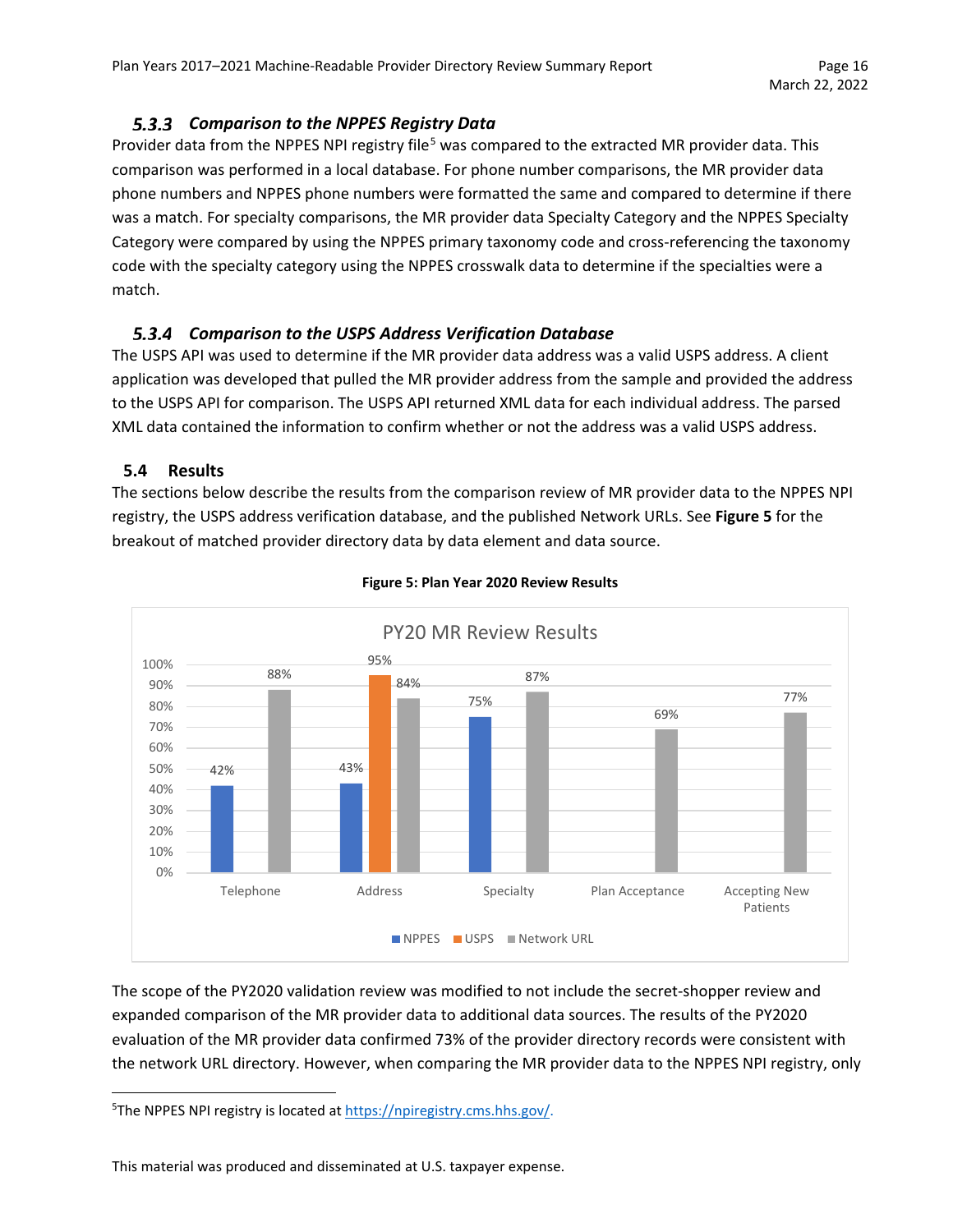### 5.3.3 Comparison to the NPPES Registry Data

Provider data from the NPPES NPI registry file[5] was compared to the extracted MR provider data. This comparison was performed in a local database. For phone number comparisons, the MR provider data phone numbers and NPPES phone numbers were formatted the same and compared to determine if there was a match. For specialty comparisons, the MR provider data Specialty Category and the NPPES Specialty Category were compared by using the NPPES primary taxonomy code and cross-referencing the taxonomy code with the specialty category using the NPPES crosswalk data to determine if the specialties were a match.

### 5.3.4 Comparison to the USPS Address Verification Database

The USPS API was used to determine if the MR provider data address was a valid USPS address. A client application was developed that pulled the MR provider address from the sample and provided the address to the USPS API for comparison. The USPS API returned XML data for each individual address. The parsed XML data contained the information to confirm whether or not the address was a valid USPS address.

## 5.4 Results

The sections below describe the results from the comparison review of MR provider data to the NPPES NPI registry, the USPS address verification database, and the published Network URLs. See **Figure 5** for the breakout of matched provider directory data by data element and data source.

**Figure 5: Plan Year 2020 Review Results**

PY20 MR Review Results

| | NPPES | USPS | Network URL |
|---|---|---|---|
| Telephone | 42% | | 88% |
| Address | 43% | 95% | 84% |
| Specialty | 75% | | 87% |
| Plan Acceptance | | | 69% |
| Accepting New Patients | | | 77% |

The scope of the PY2020 validation review was modified to not include the secret-shopper review and expanded comparison of the MR provider data to additional data sources. The results of the PY2020 evaluation of the MR provider data confirmed 73% of the provider directory records were consistent with the network URL directory. However, when comparing the MR provider data to the NPPES NPI registry, only

[5] The NPPES NPI registry is located at https://npiregistry.cms.hhs.gov/.

This material was produced and disseminated at U.S. taxpayer expense.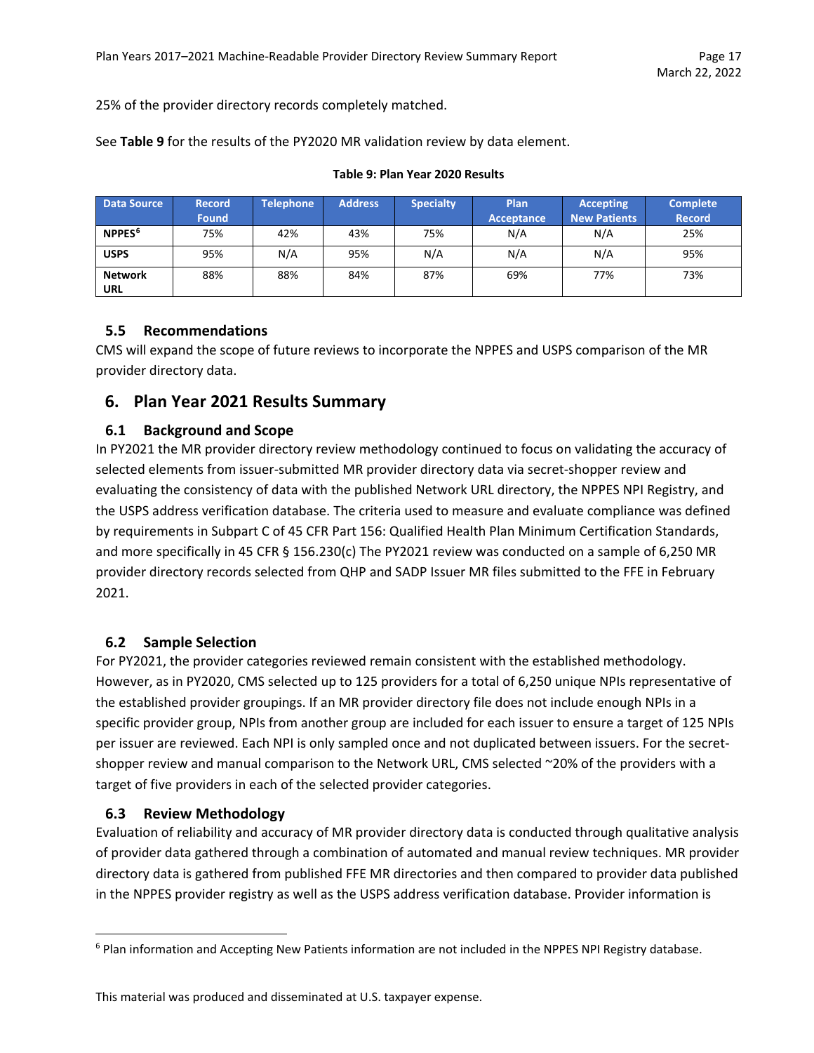25% of the provider directory records completely matched.

See **Table 9** for the results of the PY2020 MR validation review by data element.

**Table 9: Plan Year 2020 Results**

| Data Source | Record Found | Telephone | Address | Specialty | Plan Acceptance | Accepting New Patients | Complete Record |
|---|---|---|---|---|---|---|---|
| **NPPES**[6] | 75% | 42% | 43% | 75% | N/A | N/A | 25% |
| **USPS** | 95% | N/A | 95% | N/A | N/A | N/A | 95% |
| **Network URL** | 88% | 88% | 84% | 87% | 69% | 77% | 73% |

### 5.5 Recommendations

CMS will expand the scope of future reviews to incorporate the NPPES and USPS comparison of the MR provider directory data.

## 6. Plan Year 2021 Results Summary

### 6.1 Background and Scope

In PY2021 the MR provider directory review methodology continued to focus on validating the accuracy of selected elements from issuer-submitted MR provider directory data via secret-shopper review and evaluating the consistency of data with the published Network URL directory, the NPPES NPI Registry, and the USPS address verification database. The criteria used to measure and evaluate compliance was defined by requirements in Subpart C of 45 CFR Part 156: Qualified Health Plan Minimum Certification Standards, and more specifically in 45 CFR § 156.230(c) The PY2021 review was conducted on a sample of 6,250 MR provider directory records selected from QHP and SADP Issuer MR files submitted to the FFE in February 2021.

### 6.2 Sample Selection

For PY2021, the provider categories reviewed remain consistent with the established methodology. However, as in PY2020, CMS selected up to 125 providers for a total of 6,250 unique NPIs representative of the established provider groupings. If an MR provider directory file does not include enough NPIs in a specific provider group, NPIs from another group are included for each issuer to ensure a target of 125 NPIs per issuer are reviewed. Each NPI is only sampled once and not duplicated between issuers. For the secret-shopper review and manual comparison to the Network URL, CMS selected ~20% of the providers with a target of five providers in each of the selected provider categories.

### 6.3 Review Methodology

Evaluation of reliability and accuracy of MR provider directory data is conducted through qualitative analysis of provider data gathered through a combination of automated and manual review techniques. MR provider directory data is gathered from published FFE MR directories and then compared to provider data published in the NPPES provider registry as well as the USPS address verification database. Provider information is

[6] Plan information and Accepting New Patients information are not included in the NPPES NPI Registry database.

This material was produced and disseminated at U.S. taxpayer expense.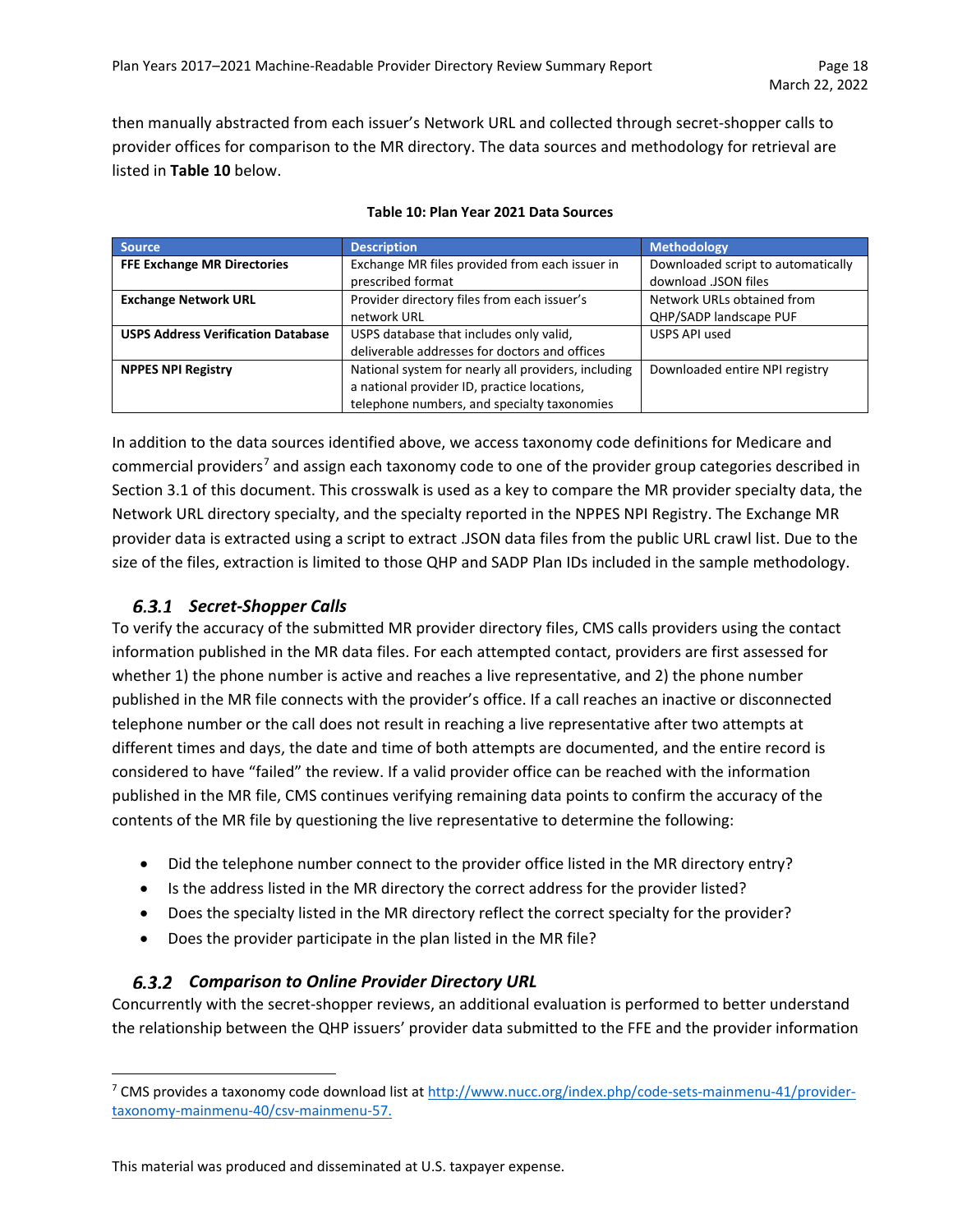then manually abstracted from each issuer's Network URL and collected through secret-shopper calls to provider offices for comparison to the MR directory. The data sources and methodology for retrieval are listed in **Table 10** below.

**Table 10: Plan Year 2021 Data Sources**

| Source | Description | Methodology |
|---|---|---|
| **FFE Exchange MR Directories** | Exchange MR files provided from each issuer in prescribed format | Downloaded script to automatically download .JSON files |
| **Exchange Network URL** | Provider directory files from each issuer's network URL | Network URLs obtained from QHP/SADP landscape PUF |
| **USPS Address Verification Database** | USPS database that includes only valid, deliverable addresses for doctors and offices | USPS API used |
| **NPPES NPI Registry** | National system for nearly all providers, including a national provider ID, practice locations, telephone numbers, and specialty taxonomies | Downloaded entire NPI registry |

In addition to the data sources identified above, we access taxonomy code definitions for Medicare and commercial providers[7] and assign each taxonomy code to one of the provider group categories described in Section 3.1 of this document. This crosswalk is used as a key to compare the MR provider specialty data, the Network URL directory specialty, and the specialty reported in the NPPES NPI Registry. The Exchange MR provider data is extracted using a script to extract .JSON data files from the public URL crawl list. Due to the size of the files, extraction is limited to those QHP and SADP Plan IDs included in the sample methodology.

### *6.3.1 Secret-Shopper Calls*

To verify the accuracy of the submitted MR provider directory files, CMS calls providers using the contact information published in the MR data files. For each attempted contact, providers are first assessed for whether 1) the phone number is active and reaches a live representative, and 2) the phone number published in the MR file connects with the provider's office. If a call reaches an inactive or disconnected telephone number or the call does not result in reaching a live representative after two attempts at different times and days, the date and time of both attempts are documented, and the entire record is considered to have "failed" the review. If a valid provider office can be reached with the information published in the MR file, CMS continues verifying remaining data points to confirm the accuracy of the contents of the MR file by questioning the live representative to determine the following:

- Did the telephone number connect to the provider office listed in the MR directory entry?
- Is the address listed in the MR directory the correct address for the provider listed?
- Does the specialty listed in the MR directory reflect the correct specialty for the provider?
- Does the provider participate in the plan listed in the MR file?

### *6.3.2 Comparison to Online Provider Directory URL*

Concurrently with the secret-shopper reviews, an additional evaluation is performed to better understand the relationship between the QHP issuers' provider data submitted to the FFE and the provider information

---

[7] CMS provides a taxonomy code download list at http://www.nucc.org/index.php/code-sets-mainmenu-41/provider-taxonomy-mainmenu-40/csv-mainmenu-57.

This material was produced and disseminated at U.S. taxpayer expense.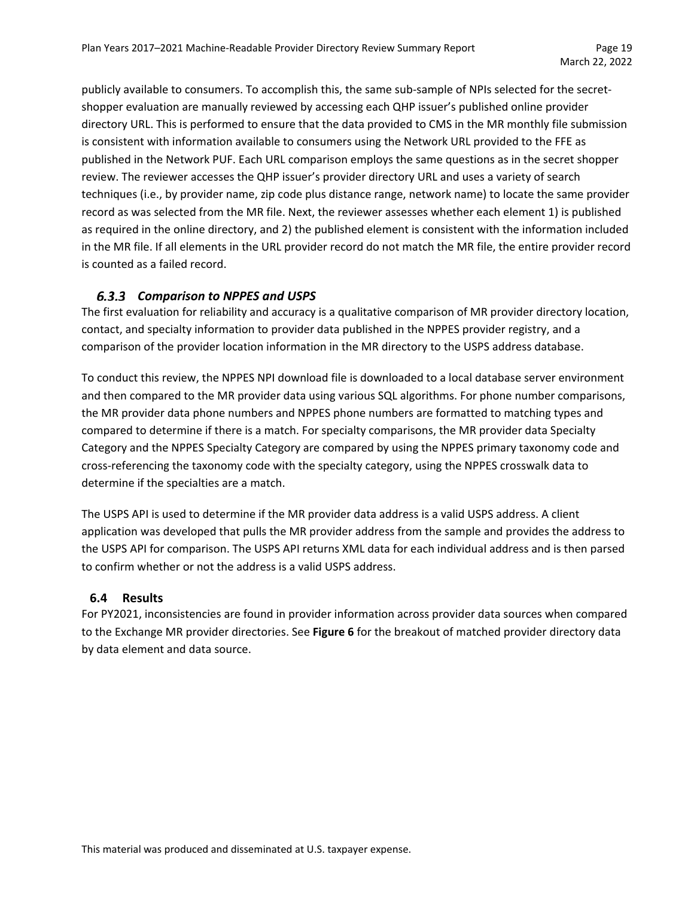publicly available to consumers. To accomplish this, the same sub-sample of NPIs selected for the secret-shopper evaluation are manually reviewed by accessing each QHP issuer's published online provider directory URL. This is performed to ensure that the data provided to CMS in the MR monthly file submission is consistent with information available to consumers using the Network URL provided to the FFE as published in the Network PUF. Each URL comparison employs the same questions as in the secret shopper review. The reviewer accesses the QHP issuer's provider directory URL and uses a variety of search techniques (i.e., by provider name, zip code plus distance range, network name) to locate the same provider record as was selected from the MR file. Next, the reviewer assesses whether each element 1) is published as required in the online directory, and 2) the published element is consistent with the information included in the MR file. If all elements in the URL provider record do not match the MR file, the entire provider record is counted as a failed record.

### *6.3.3 Comparison to NPPES and USPS*

The first evaluation for reliability and accuracy is a qualitative comparison of MR provider directory location, contact, and specialty information to provider data published in the NPPES provider registry, and a comparison of the provider location information in the MR directory to the USPS address database.

To conduct this review, the NPPES NPI download file is downloaded to a local database server environment and then compared to the MR provider data using various SQL algorithms. For phone number comparisons, the MR provider data phone numbers and NPPES phone numbers are formatted to matching types and compared to determine if there is a match. For specialty comparisons, the MR provider data Specialty Category and the NPPES Specialty Category are compared by using the NPPES primary taxonomy code and cross-referencing the taxonomy code with the specialty category, using the NPPES crosswalk data to determine if the specialties are a match.

The USPS API is used to determine if the MR provider data address is a valid USPS address. A client application was developed that pulls the MR provider address from the sample and provides the address to the USPS API for comparison. The USPS API returns XML data for each individual address and is then parsed to confirm whether or not the address is a valid USPS address.

## 6.4 Results

For PY2021, inconsistencies are found in provider information across provider data sources when compared to the Exchange MR provider directories. See **Figure 6** for the breakout of matched provider directory data by data element and data source.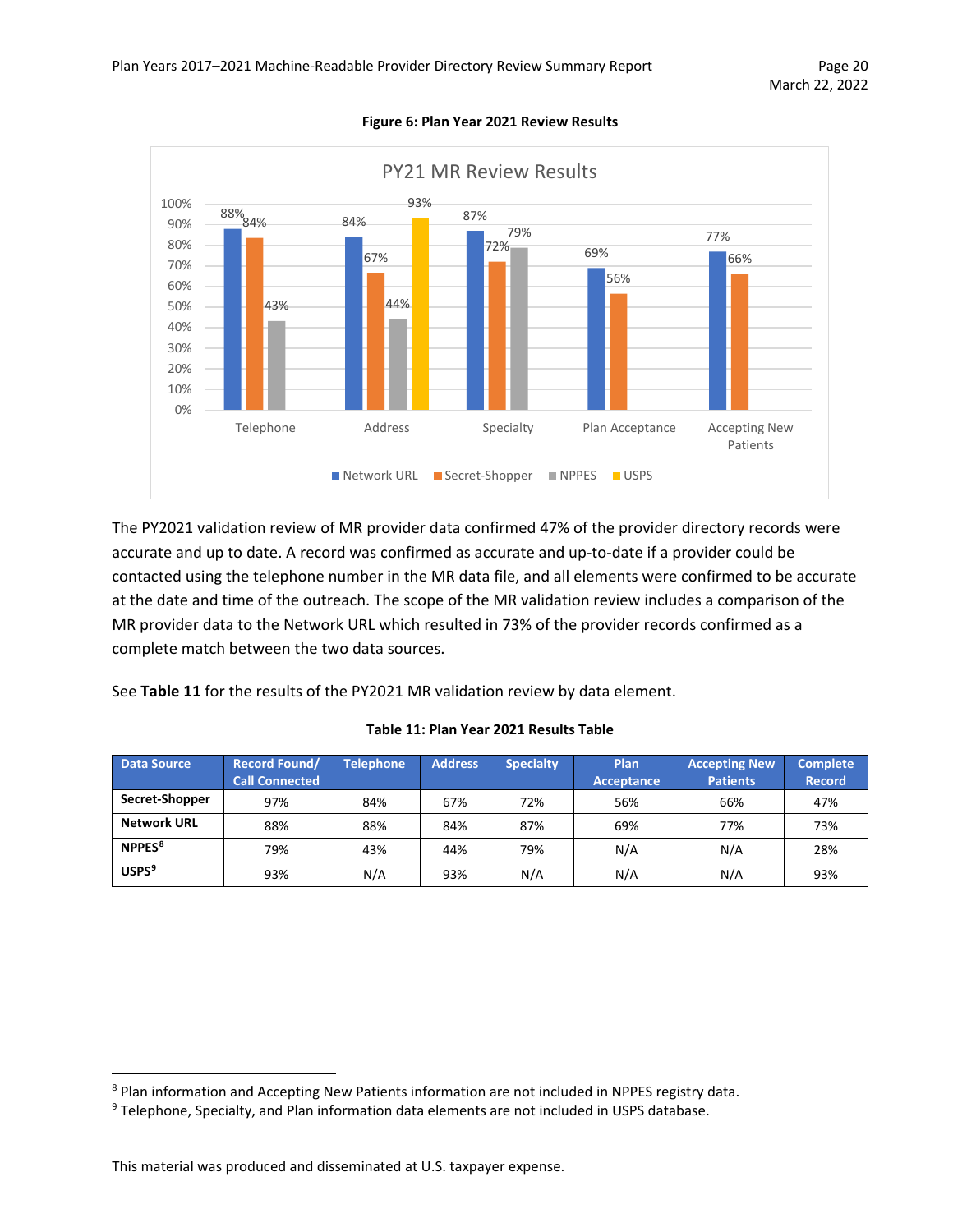**Figure 6: Plan Year 2021 Review Results**

The PY2021 validation review of MR provider data confirmed 47% of the provider directory records were accurate and up to date. A record was confirmed as accurate and up-to-date if a provider could be contacted using the telephone number in the MR data file, and all elements were confirmed to be accurate at the date and time of the outreach. The scope of the MR validation review includes a comparison of the MR provider data to the Network URL which resulted in 73% of the provider records confirmed as a complete match between the two data sources.

See **Table 11** for the results of the PY2021 MR validation review by data element.

**Table 11: Plan Year 2021 Results Table**

| Data Source | Record Found/ Call Connected | Telephone | Address | Specialty | Plan Acceptance | Accepting New Patients | Complete Record |
|---|---|---|---|---|---|---|---|
| **Secret-Shopper** | 97% | 84% | 67% | 72% | 56% | 66% | 47% |
| **Network URL** | 88% | 88% | 84% | 87% | 69% | 77% | 73% |
| **NPPES**[8] | 79% | 43% | 44% | 79% | N/A | N/A | 28% |
| **USPS**[9] | 93% | N/A | 93% | N/A | N/A | N/A | 93% |

[8] Plan information and Accepting New Patients information are not included in NPPES registry data.

[9] Telephone, Specialty, and Plan information data elements are not included in USPS database.

This material was produced and disseminated at U.S. taxpayer expense.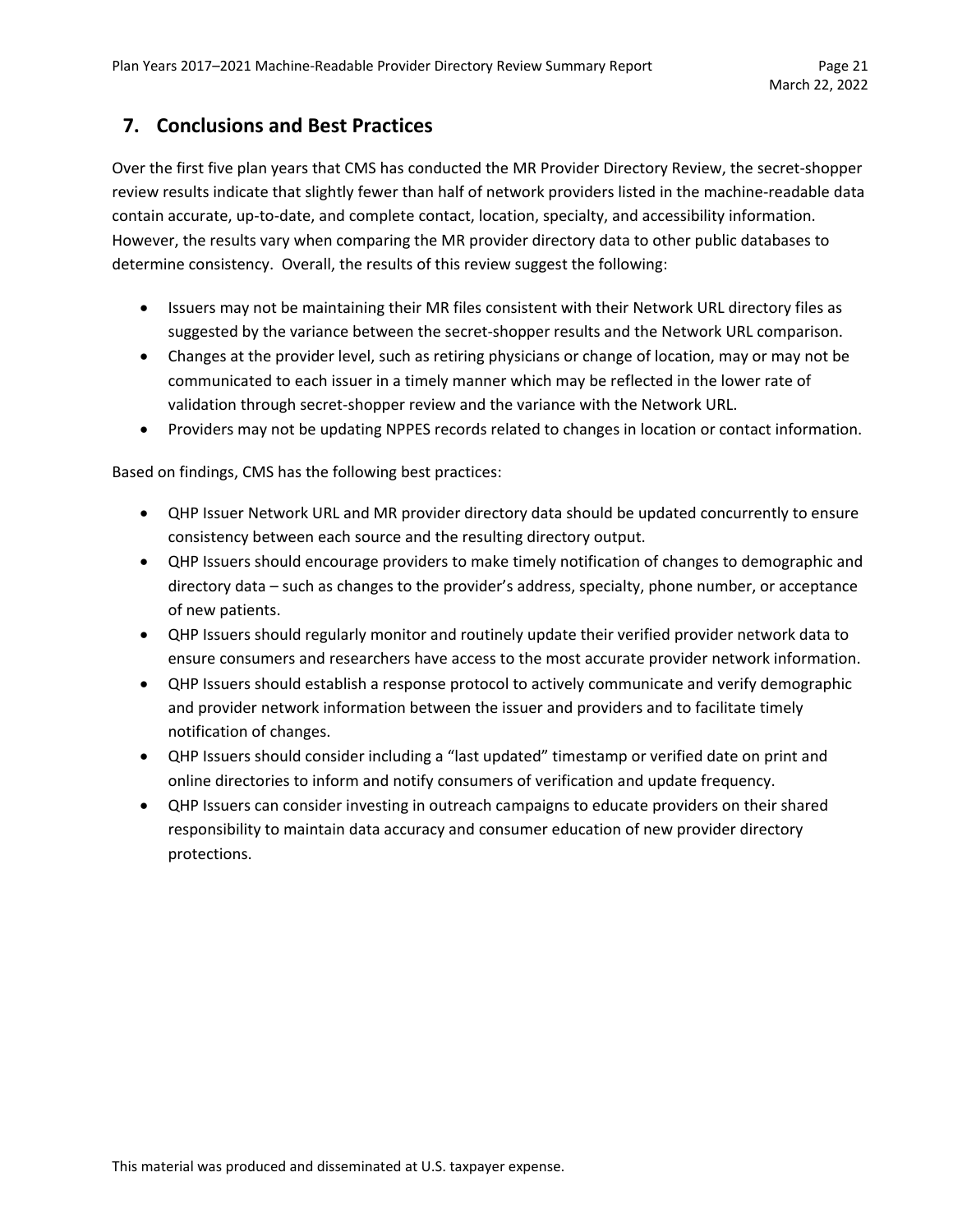## 7. Conclusions and Best Practices

Over the first five plan years that CMS has conducted the MR Provider Directory Review, the secret-shopper review results indicate that slightly fewer than half of network providers listed in the machine-readable data contain accurate, up-to-date, and complete contact, location, specialty, and accessibility information. However, the results vary when comparing the MR provider directory data to other public databases to determine consistency. Overall, the results of this review suggest the following:

- Issuers may not be maintaining their MR files consistent with their Network URL directory files as suggested by the variance between the secret-shopper results and the Network URL comparison.
- Changes at the provider level, such as retiring physicians or change of location, may or may not be communicated to each issuer in a timely manner which may be reflected in the lower rate of validation through secret-shopper review and the variance with the Network URL.
- Providers may not be updating NPPES records related to changes in location or contact information.

Based on findings, CMS has the following best practices:

- QHP Issuer Network URL and MR provider directory data should be updated concurrently to ensure consistency between each source and the resulting directory output.
- QHP Issuers should encourage providers to make timely notification of changes to demographic and directory data – such as changes to the provider's address, specialty, phone number, or acceptance of new patients.
- QHP Issuers should regularly monitor and routinely update their verified provider network data to ensure consumers and researchers have access to the most accurate provider network information.
- QHP Issuers should establish a response protocol to actively communicate and verify demographic and provider network information between the issuer and providers and to facilitate timely notification of changes.
- QHP Issuers should consider including a "last updated" timestamp or verified date on print and online directories to inform and notify consumers of verification and update frequency.
- QHP Issuers can consider investing in outreach campaigns to educate providers on their shared responsibility to maintain data accuracy and consumer education of new provider directory protections.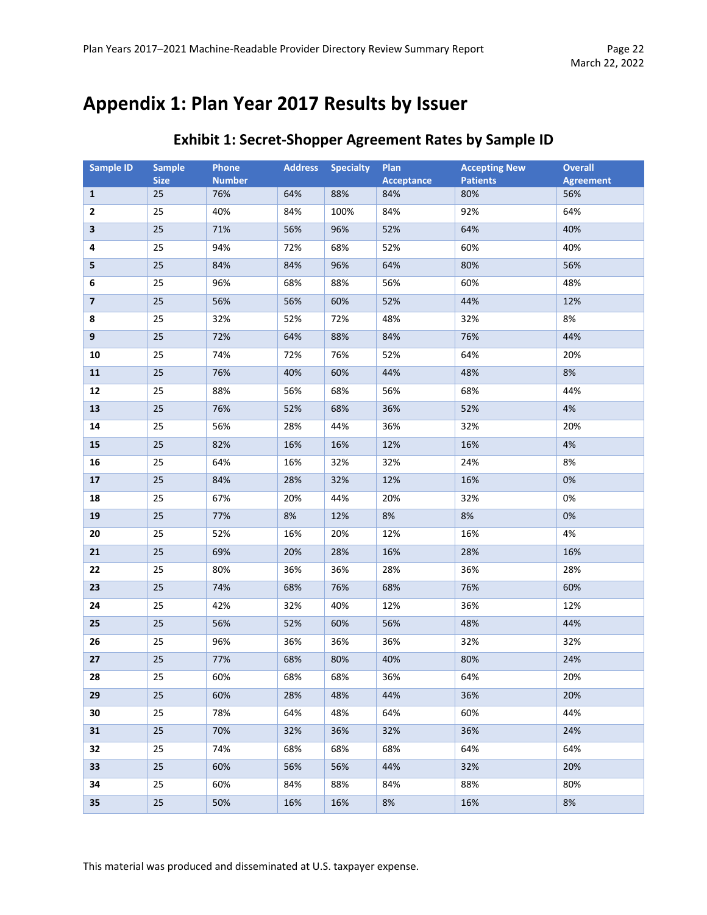# Appendix 1: Plan Year 2017 Results by Issuer

## Exhibit 1: Secret-Shopper Agreement Rates by Sample ID

| Sample ID | Sample Size | Phone Number | Address | Specialty | Plan Acceptance | Accepting New Patients | Overall Agreement |
|---|---|---|---|---|---|---|---|
| **1** | 25 | 76% | 64% | 88% | 84% | 80% | 56% |
| **2** | 25 | 40% | 84% | 100% | 84% | 92% | 64% |
| **3** | 25 | 71% | 56% | 96% | 52% | 64% | 40% |
| **4** | 25 | 94% | 72% | 68% | 52% | 60% | 40% |
| **5** | 25 | 84% | 84% | 96% | 64% | 80% | 56% |
| **6** | 25 | 96% | 68% | 88% | 56% | 60% | 48% |
| **7** | 25 | 56% | 56% | 60% | 52% | 44% | 12% |
| **8** | 25 | 32% | 52% | 72% | 48% | 32% | 8% |
| **9** | 25 | 72% | 64% | 88% | 84% | 76% | 44% |
| **10** | 25 | 74% | 72% | 76% | 52% | 64% | 20% |
| **11** | 25 | 76% | 40% | 60% | 44% | 48% | 8% |
| **12** | 25 | 88% | 56% | 68% | 56% | 68% | 44% |
| **13** | 25 | 76% | 52% | 68% | 36% | 52% | 4% |
| **14** | 25 | 56% | 28% | 44% | 36% | 32% | 20% |
| **15** | 25 | 82% | 16% | 16% | 12% | 16% | 4% |
| **16** | 25 | 64% | 16% | 32% | 32% | 24% | 8% |
| **17** | 25 | 84% | 28% | 32% | 12% | 16% | 0% |
| **18** | 25 | 67% | 20% | 44% | 20% | 32% | 0% |
| **19** | 25 | 77% | 8% | 12% | 8% | 8% | 0% |
| **20** | 25 | 52% | 16% | 20% | 12% | 16% | 4% |
| **21** | 25 | 69% | 20% | 28% | 16% | 28% | 16% |
| **22** | 25 | 80% | 36% | 36% | 28% | 36% | 28% |
| **23** | 25 | 74% | 68% | 76% | 68% | 76% | 60% |
| **24** | 25 | 42% | 32% | 40% | 12% | 36% | 12% |
| **25** | 25 | 56% | 52% | 60% | 56% | 48% | 44% |
| **26** | 25 | 96% | 36% | 36% | 36% | 32% | 32% |
| **27** | 25 | 77% | 68% | 80% | 40% | 80% | 24% |
| **28** | 25 | 60% | 68% | 68% | 36% | 64% | 20% |
| **29** | 25 | 60% | 28% | 48% | 44% | 36% | 20% |
| **30** | 25 | 78% | 64% | 48% | 64% | 60% | 44% |
| **31** | 25 | 70% | 32% | 36% | 32% | 36% | 24% |
| **32** | 25 | 74% | 68% | 68% | 68% | 64% | 64% |
| **33** | 25 | 60% | 56% | 56% | 44% | 32% | 20% |
| **34** | 25 | 60% | 84% | 88% | 84% | 88% | 80% |
| **35** | 25 | 50% | 16% | 16% | 8% | 16% | 8% |

This material was produced and disseminated at U.S. taxpayer expense.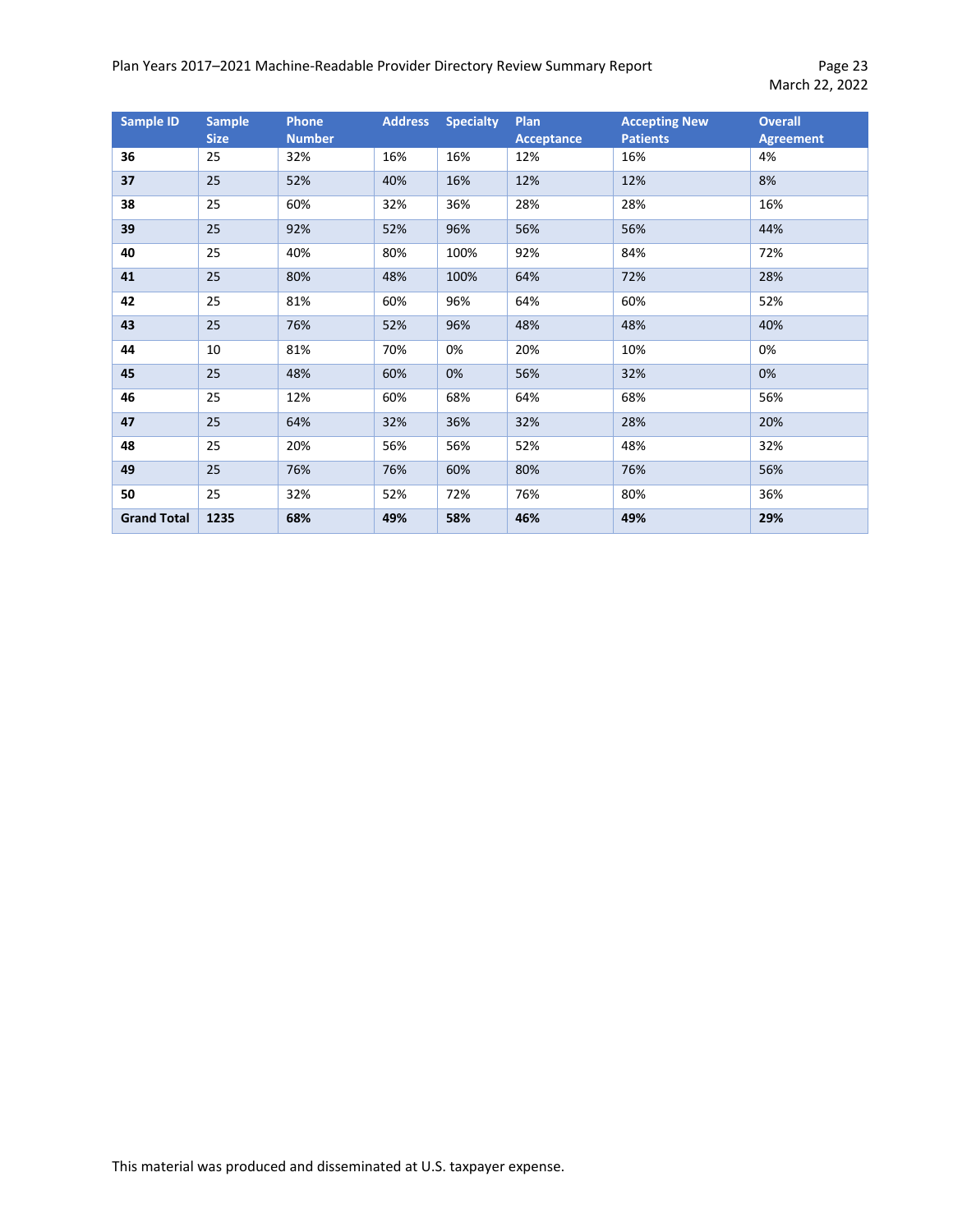| Sample ID | Sample Size | Phone Number | Address | Specialty | Plan Acceptance | Accepting New Patients | Overall Agreement |
|---|---|---|---|---|---|---|---|
| **36** | 25 | 32% | 16% | 16% | 12% | 16% | 4% |
| **37** | 25 | 52% | 40% | 16% | 12% | 12% | 8% |
| **38** | 25 | 60% | 32% | 36% | 28% | 28% | 16% |
| **39** | 25 | 92% | 52% | 96% | 56% | 56% | 44% |
| **40** | 25 | 40% | 80% | 100% | 92% | 84% | 72% |
| **41** | 25 | 80% | 48% | 100% | 64% | 72% | 28% |
| **42** | 25 | 81% | 60% | 96% | 64% | 60% | 52% |
| **43** | 25 | 76% | 52% | 96% | 48% | 48% | 40% |
| **44** | 10 | 81% | 70% | 0% | 20% | 10% | 0% |
| **45** | 25 | 48% | 60% | 0% | 56% | 32% | 0% |
| **46** | 25 | 12% | 60% | 68% | 64% | 68% | 56% |
| **47** | 25 | 64% | 32% | 36% | 32% | 28% | 20% |
| **48** | 25 | 20% | 56% | 56% | 52% | 48% | 32% |
| **49** | 25 | 76% | 76% | 60% | 80% | 76% | 56% |
| **50** | 25 | 32% | 52% | 72% | 76% | 80% | 36% |
| **Grand Total** | **1235** | **68%** | **49%** | **58%** | **46%** | **49%** | **29%** |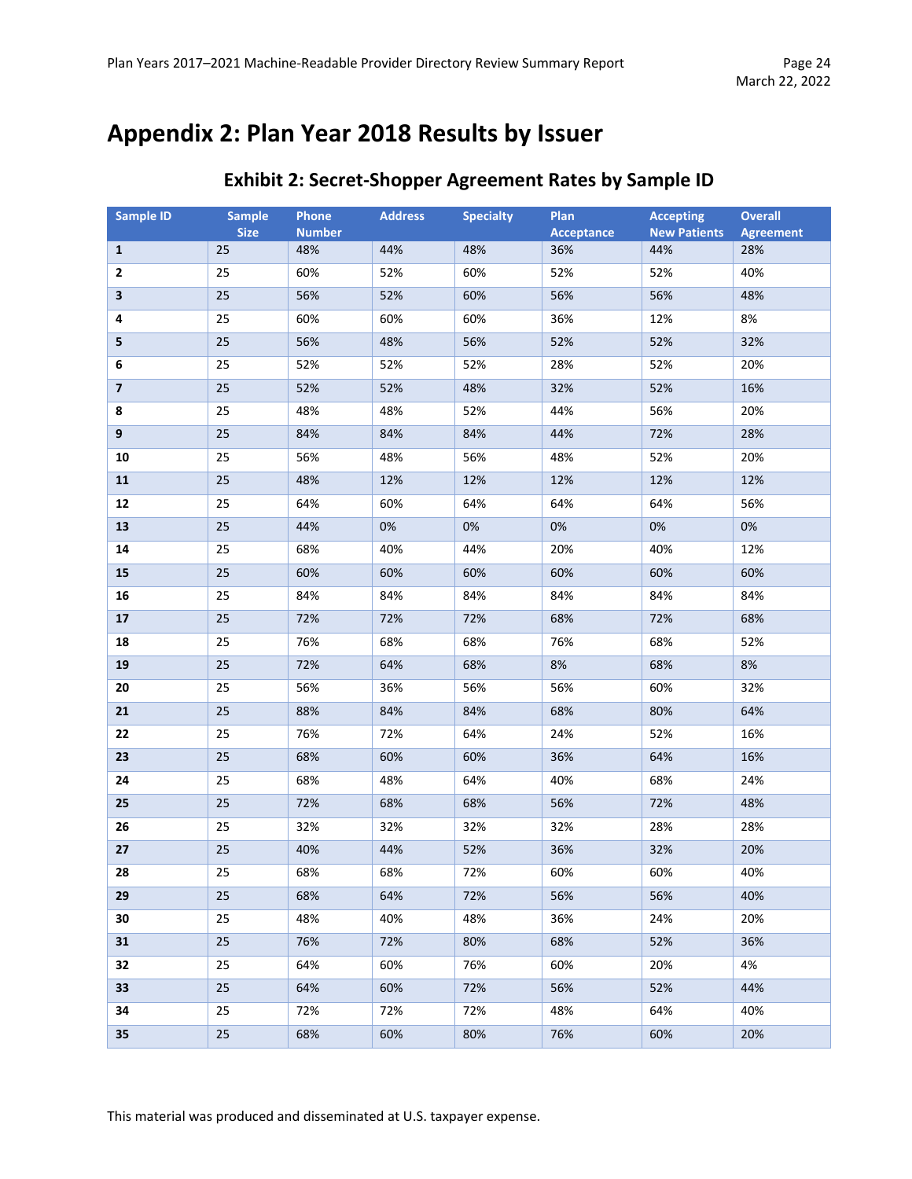# Appendix 2: Plan Year 2018 Results by Issuer

## Exhibit 2: Secret-Shopper Agreement Rates by Sample ID

| Sample ID | Sample Size | Phone Number | Address | Specialty | Plan Acceptance | Accepting New Patients | Overall Agreement |
|---|---|---|---|---|---|---|---|
| **1** | 25 | 48% | 44% | 48% | 36% | 44% | 28% |
| **2** | 25 | 60% | 52% | 60% | 52% | 52% | 40% |
| **3** | 25 | 56% | 52% | 60% | 56% | 56% | 48% |
| **4** | 25 | 60% | 60% | 60% | 36% | 12% | 8% |
| **5** | 25 | 56% | 48% | 56% | 52% | 52% | 32% |
| **6** | 25 | 52% | 52% | 52% | 28% | 52% | 20% |
| **7** | 25 | 52% | 52% | 48% | 32% | 52% | 16% |
| **8** | 25 | 48% | 48% | 52% | 44% | 56% | 20% |
| **9** | 25 | 84% | 84% | 84% | 44% | 72% | 28% |
| **10** | 25 | 56% | 48% | 56% | 48% | 52% | 20% |
| **11** | 25 | 48% | 12% | 12% | 12% | 12% | 12% |
| **12** | 25 | 64% | 60% | 64% | 64% | 64% | 56% |
| **13** | 25 | 44% | 0% | 0% | 0% | 0% | 0% |
| **14** | 25 | 68% | 40% | 44% | 20% | 40% | 12% |
| **15** | 25 | 60% | 60% | 60% | 60% | 60% | 60% |
| **16** | 25 | 84% | 84% | 84% | 84% | 84% | 84% |
| **17** | 25 | 72% | 72% | 72% | 68% | 72% | 68% |
| **18** | 25 | 76% | 68% | 68% | 76% | 68% | 52% |
| **19** | 25 | 72% | 64% | 68% | 8% | 68% | 8% |
| **20** | 25 | 56% | 36% | 56% | 56% | 60% | 32% |
| **21** | 25 | 88% | 84% | 84% | 68% | 80% | 64% |
| **22** | 25 | 76% | 72% | 64% | 24% | 52% | 16% |
| **23** | 25 | 68% | 60% | 60% | 36% | 64% | 16% |
| **24** | 25 | 68% | 48% | 64% | 40% | 68% | 24% |
| **25** | 25 | 72% | 68% | 68% | 56% | 72% | 48% |
| **26** | 25 | 32% | 32% | 32% | 32% | 28% | 28% |
| **27** | 25 | 40% | 44% | 52% | 36% | 32% | 20% |
| **28** | 25 | 68% | 68% | 72% | 60% | 60% | 40% |
| **29** | 25 | 68% | 64% | 72% | 56% | 56% | 40% |
| **30** | 25 | 48% | 40% | 48% | 36% | 24% | 20% |
| **31** | 25 | 76% | 72% | 80% | 68% | 52% | 36% |
| **32** | 25 | 64% | 60% | 76% | 60% | 20% | 4% |
| **33** | 25 | 64% | 60% | 72% | 56% | 52% | 44% |
| **34** | 25 | 72% | 72% | 72% | 48% | 64% | 40% |
| **35** | 25 | 68% | 60% | 80% | 76% | 60% | 20% |

This material was produced and disseminated at U.S. taxpayer expense.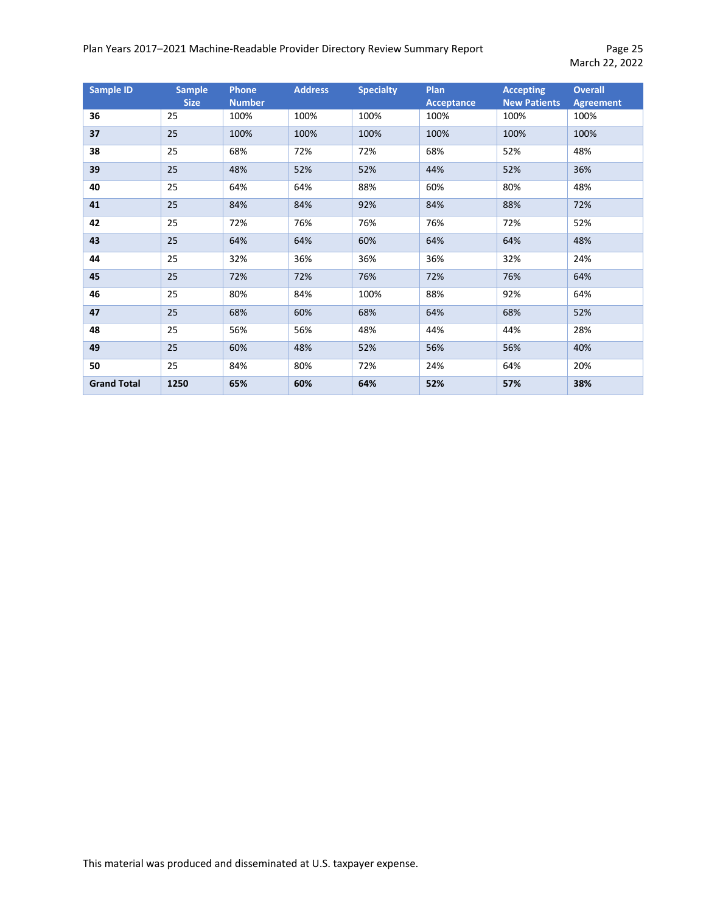| Sample ID | Sample Size | Phone Number | Address | Specialty | Plan Acceptance | Accepting New Patients | Overall Agreement |
|---|---|---|---|---|---|---|---|
| **36** | 25 | 100% | 100% | 100% | 100% | 100% | 100% |
| **37** | 25 | 100% | 100% | 100% | 100% | 100% | 100% |
| **38** | 25 | 68% | 72% | 72% | 68% | 52% | 48% |
| **39** | 25 | 48% | 52% | 52% | 44% | 52% | 36% |
| **40** | 25 | 64% | 64% | 88% | 60% | 80% | 48% |
| **41** | 25 | 84% | 84% | 92% | 84% | 88% | 72% |
| **42** | 25 | 72% | 76% | 76% | 76% | 72% | 52% |
| **43** | 25 | 64% | 64% | 60% | 64% | 64% | 48% |
| **44** | 25 | 32% | 36% | 36% | 36% | 32% | 24% |
| **45** | 25 | 72% | 72% | 76% | 72% | 76% | 64% |
| **46** | 25 | 80% | 84% | 100% | 88% | 92% | 64% |
| **47** | 25 | 68% | 60% | 68% | 64% | 68% | 52% |
| **48** | 25 | 56% | 56% | 48% | 44% | 44% | 28% |
| **49** | 25 | 60% | 48% | 52% | 56% | 56% | 40% |
| **50** | 25 | 84% | 80% | 72% | 24% | 64% | 20% |
| **Grand Total** | **1250** | **65%** | **60%** | **64%** | **52%** | **57%** | **38%** |

This material was produced and disseminated at U.S. taxpayer expense.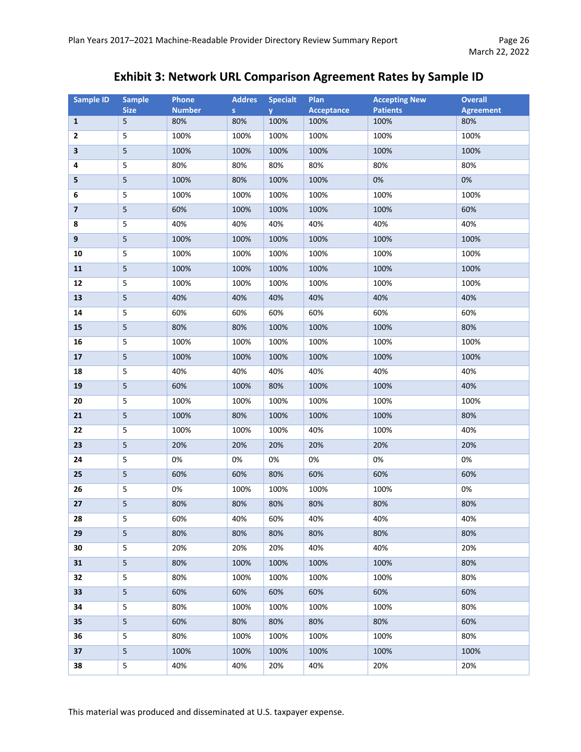# Exhibit 3: Network URL Comparison Agreement Rates by Sample ID

| Sample ID | Sample Size | Phone Number | Address | Specialty | Plan Acceptance | Accepting New Patients | Overall Agreement |
|---|---|---|---|---|---|---|---|
| **1** | 5 | 80% | 80% | 100% | 100% | 100% | 80% |
| **2** | 5 | 100% | 100% | 100% | 100% | 100% | 100% |
| **3** | 5 | 100% | 100% | 100% | 100% | 100% | 100% |
| **4** | 5 | 80% | 80% | 80% | 80% | 80% | 80% |
| **5** | 5 | 100% | 80% | 100% | 100% | 0% | 0% |
| **6** | 5 | 100% | 100% | 100% | 100% | 100% | 100% |
| **7** | 5 | 60% | 100% | 100% | 100% | 100% | 60% |
| **8** | 5 | 40% | 40% | 40% | 40% | 40% | 40% |
| **9** | 5 | 100% | 100% | 100% | 100% | 100% | 100% |
| **10** | 5 | 100% | 100% | 100% | 100% | 100% | 100% |
| **11** | 5 | 100% | 100% | 100% | 100% | 100% | 100% |
| **12** | 5 | 100% | 100% | 100% | 100% | 100% | 100% |
| **13** | 5 | 40% | 40% | 40% | 40% | 40% | 40% |
| **14** | 5 | 60% | 60% | 60% | 60% | 60% | 60% |
| **15** | 5 | 80% | 80% | 100% | 100% | 100% | 80% |
| **16** | 5 | 100% | 100% | 100% | 100% | 100% | 100% |
| **17** | 5 | 100% | 100% | 100% | 100% | 100% | 100% |
| **18** | 5 | 40% | 40% | 40% | 40% | 40% | 40% |
| **19** | 5 | 60% | 100% | 80% | 100% | 100% | 40% |
| **20** | 5 | 100% | 100% | 100% | 100% | 100% | 100% |
| **21** | 5 | 100% | 80% | 100% | 100% | 100% | 80% |
| **22** | 5 | 100% | 100% | 100% | 40% | 100% | 40% |
| **23** | 5 | 20% | 20% | 20% | 20% | 20% | 20% |
| **24** | 5 | 0% | 0% | 0% | 0% | 0% | 0% |
| **25** | 5 | 60% | 60% | 80% | 60% | 60% | 60% |
| **26** | 5 | 0% | 100% | 100% | 100% | 100% | 0% |
| **27** | 5 | 80% | 80% | 80% | 80% | 80% | 80% |
| **28** | 5 | 60% | 40% | 60% | 40% | 40% | 40% |
| **29** | 5 | 80% | 80% | 80% | 80% | 80% | 80% |
| **30** | 5 | 20% | 20% | 20% | 40% | 40% | 20% |
| **31** | 5 | 80% | 100% | 100% | 100% | 100% | 80% |
| **32** | 5 | 80% | 100% | 100% | 100% | 100% | 80% |
| **33** | 5 | 60% | 60% | 60% | 60% | 60% | 60% |
| **34** | 5 | 80% | 100% | 100% | 100% | 100% | 80% |
| **35** | 5 | 60% | 80% | 80% | 80% | 80% | 60% |
| **36** | 5 | 80% | 100% | 100% | 100% | 100% | 80% |
| **37** | 5 | 100% | 100% | 100% | 100% | 100% | 100% |
| **38** | 5 | 40% | 40% | 20% | 40% | 20% | 20% |

This material was produced and disseminated at U.S. taxpayer expense.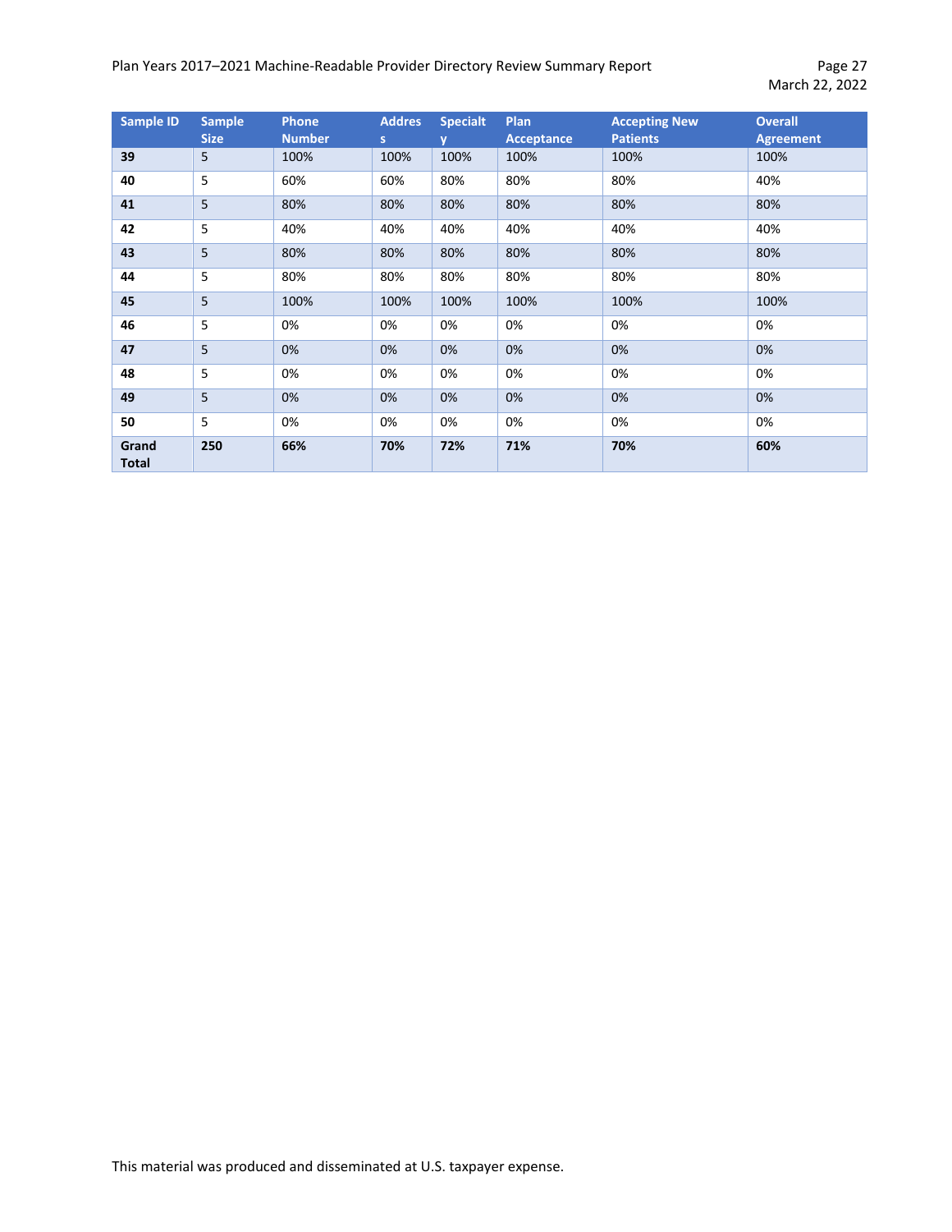| Sample ID | Sample Size | Phone Number | Address | Specialty | Plan Acceptance | Accepting New Patients | Overall Agreement |
|---|---|---|---|---|---|---|---|
| **39** | 5 | 100% | 100% | 100% | 100% | 100% | 100% |
| **40** | 5 | 60% | 60% | 80% | 80% | 80% | 40% |
| **41** | 5 | 80% | 80% | 80% | 80% | 80% | 80% |
| **42** | 5 | 40% | 40% | 40% | 40% | 40% | 40% |
| **43** | 5 | 80% | 80% | 80% | 80% | 80% | 80% |
| **44** | 5 | 80% | 80% | 80% | 80% | 80% | 80% |
| **45** | 5 | 100% | 100% | 100% | 100% | 100% | 100% |
| **46** | 5 | 0% | 0% | 0% | 0% | 0% | 0% |
| **47** | 5 | 0% | 0% | 0% | 0% | 0% | 0% |
| **48** | 5 | 0% | 0% | 0% | 0% | 0% | 0% |
| **49** | 5 | 0% | 0% | 0% | 0% | 0% | 0% |
| **50** | 5 | 0% | 0% | 0% | 0% | 0% | 0% |
| **Grand Total** | **250** | **66%** | **70%** | **72%** | **71%** | **70%** | **60%** |

This material was produced and disseminated at U.S. taxpayer expense.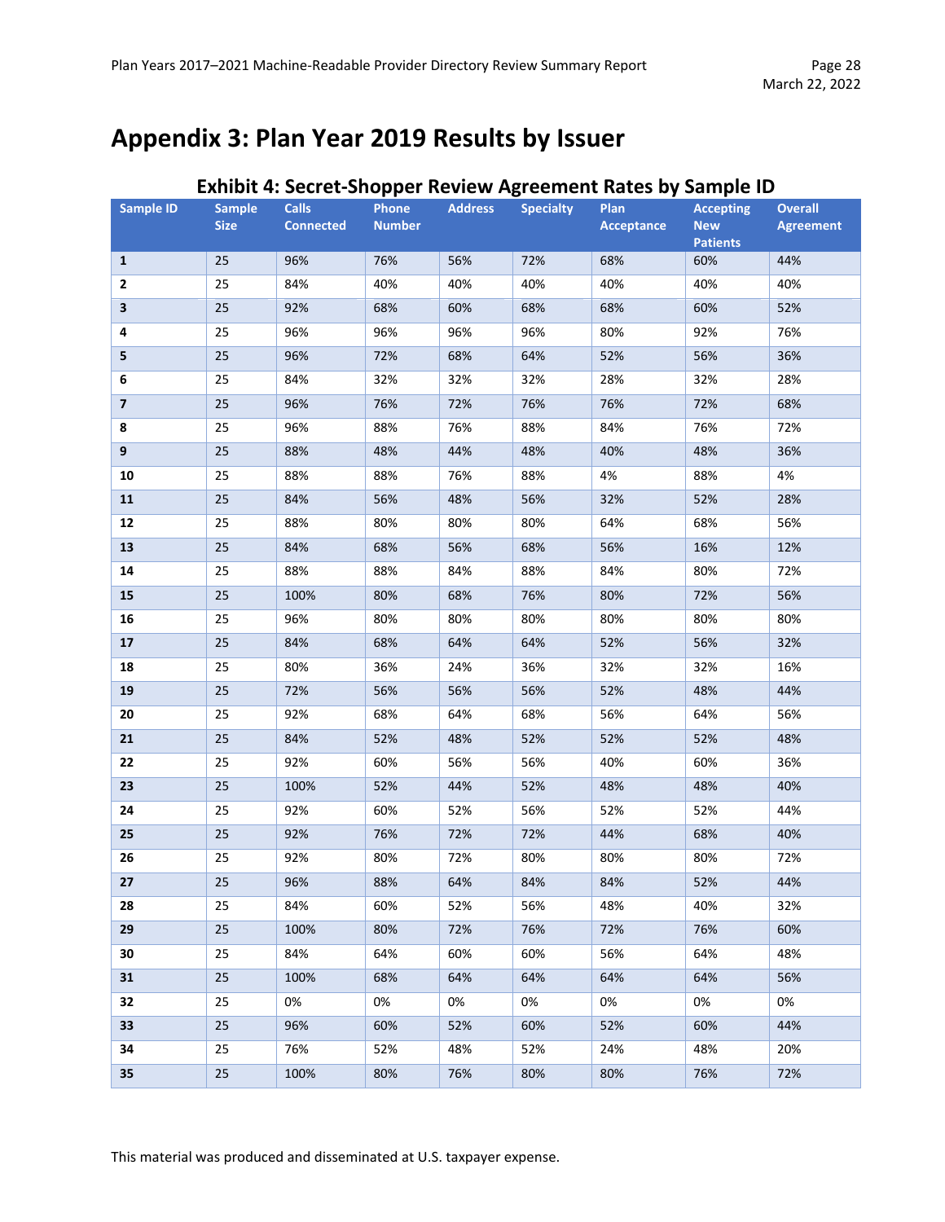# Appendix 3: Plan Year 2019 Results by Issuer

**Exhibit 4: Secret-Shopper Review Agreement Rates by Sample ID**

| Sample ID | Sample Size | Calls Connected | Phone Number | Address | Specialty | Plan Acceptance | Accepting New Patients | Overall Agreement |
|---|---|---|---|---|---|---|---|---|
| 1 | 25 | 96% | 76% | 56% | 72% | 68% | 60% | 44% |
| 2 | 25 | 84% | 40% | 40% | 40% | 40% | 40% | 40% |
| 3 | 25 | 92% | 68% | 60% | 68% | 68% | 60% | 52% |
| 4 | 25 | 96% | 96% | 96% | 96% | 80% | 92% | 76% |
| 5 | 25 | 96% | 72% | 68% | 64% | 52% | 56% | 36% |
| 6 | 25 | 84% | 32% | 32% | 32% | 28% | 32% | 28% |
| 7 | 25 | 96% | 76% | 72% | 76% | 76% | 72% | 68% |
| 8 | 25 | 96% | 88% | 76% | 88% | 84% | 76% | 72% |
| 9 | 25 | 88% | 48% | 44% | 48% | 40% | 48% | 36% |
| 10 | 25 | 88% | 88% | 76% | 88% | 4% | 88% | 4% |
| 11 | 25 | 84% | 56% | 48% | 56% | 32% | 52% | 28% |
| 12 | 25 | 88% | 80% | 80% | 80% | 64% | 68% | 56% |
| 13 | 25 | 84% | 68% | 56% | 68% | 56% | 16% | 12% |
| 14 | 25 | 88% | 88% | 84% | 88% | 84% | 80% | 72% |
| 15 | 25 | 100% | 80% | 68% | 76% | 80% | 72% | 56% |
| 16 | 25 | 96% | 80% | 80% | 80% | 80% | 80% | 80% |
| 17 | 25 | 84% | 68% | 64% | 64% | 52% | 56% | 32% |
| 18 | 25 | 80% | 36% | 24% | 36% | 32% | 32% | 16% |
| 19 | 25 | 72% | 56% | 56% | 56% | 52% | 48% | 44% |
| 20 | 25 | 92% | 68% | 64% | 68% | 56% | 64% | 56% |
| 21 | 25 | 84% | 52% | 48% | 52% | 52% | 52% | 48% |
| 22 | 25 | 92% | 60% | 56% | 56% | 40% | 60% | 36% |
| 23 | 25 | 100% | 52% | 44% | 52% | 48% | 48% | 40% |
| 24 | 25 | 92% | 60% | 52% | 56% | 52% | 52% | 44% |
| 25 | 25 | 92% | 76% | 72% | 72% | 44% | 68% | 40% |
| 26 | 25 | 92% | 80% | 72% | 80% | 80% | 80% | 72% |
| 27 | 25 | 96% | 88% | 64% | 84% | 84% | 52% | 44% |
| 28 | 25 | 84% | 60% | 52% | 56% | 48% | 40% | 32% |
| 29 | 25 | 100% | 80% | 72% | 76% | 72% | 76% | 60% |
| 30 | 25 | 84% | 64% | 60% | 60% | 56% | 64% | 48% |
| 31 | 25 | 100% | 68% | 64% | 64% | 64% | 64% | 56% |
| 32 | 25 | 0% | 0% | 0% | 0% | 0% | 0% | 0% |
| 33 | 25 | 96% | 60% | 52% | 60% | 52% | 60% | 44% |
| 34 | 25 | 76% | 52% | 48% | 52% | 24% | 48% | 20% |
| 35 | 25 | 100% | 80% | 76% | 80% | 80% | 76% | 72% |

This material was produced and disseminated at U.S. taxpayer expense.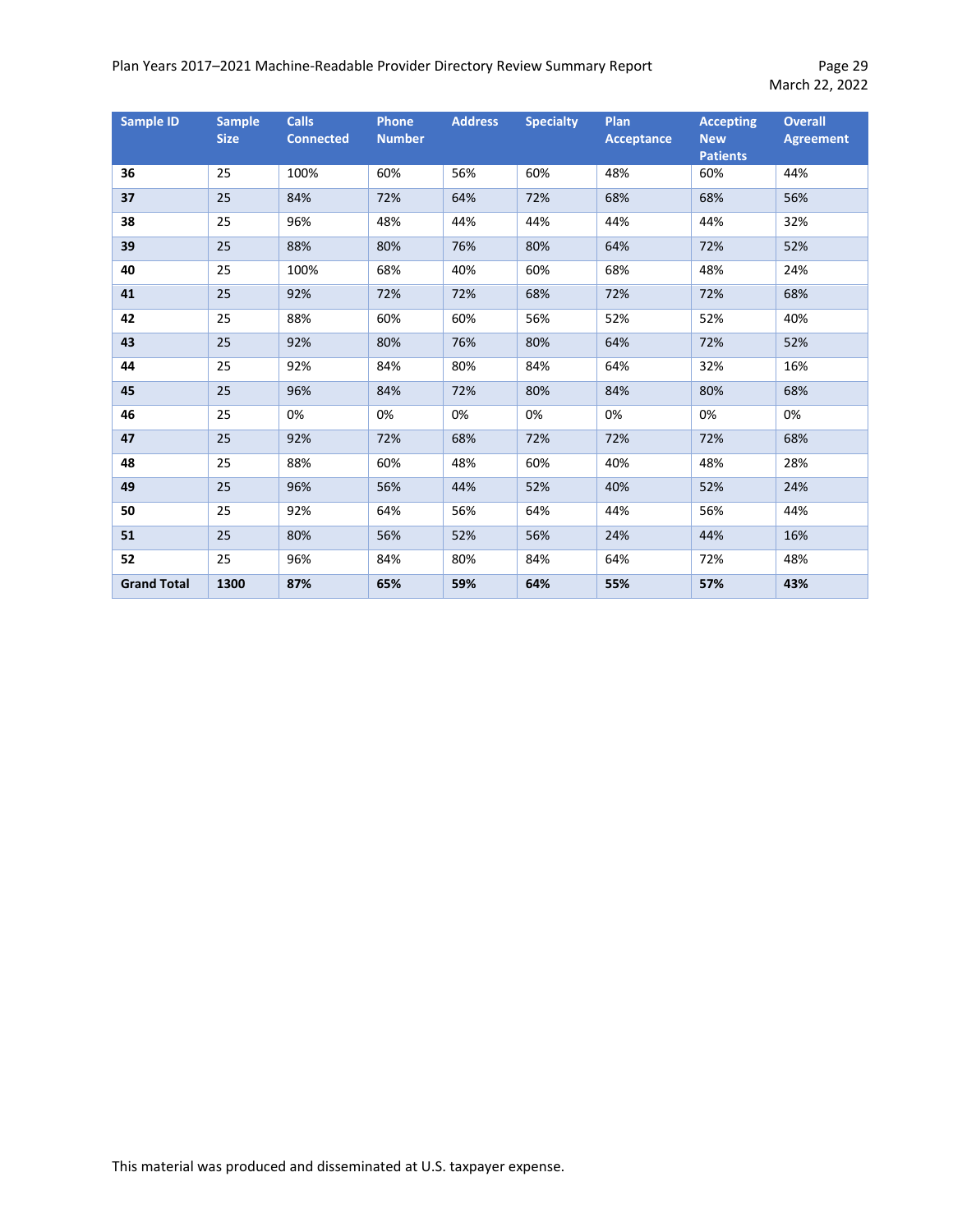| Sample ID | Sample Size | Calls Connected | Phone Number | Address | Specialty | Plan Acceptance | Accepting New Patients | Overall Agreement |
|---|---|---|---|---|---|---|---|---|
| **36** | 25 | 100% | 60% | 56% | 60% | 48% | 60% | 44% |
| **37** | 25 | 84% | 72% | 64% | 72% | 68% | 68% | 56% |
| **38** | 25 | 96% | 48% | 44% | 44% | 44% | 44% | 32% |
| **39** | 25 | 88% | 80% | 76% | 80% | 64% | 72% | 52% |
| **40** | 25 | 100% | 68% | 40% | 60% | 68% | 48% | 24% |
| **41** | 25 | 92% | 72% | 72% | 68% | 72% | 72% | 68% |
| **42** | 25 | 88% | 60% | 60% | 56% | 52% | 52% | 40% |
| **43** | 25 | 92% | 80% | 76% | 80% | 64% | 72% | 52% |
| **44** | 25 | 92% | 84% | 80% | 84% | 64% | 32% | 16% |
| **45** | 25 | 96% | 84% | 72% | 80% | 84% | 80% | 68% |
| **46** | 25 | 0% | 0% | 0% | 0% | 0% | 0% | 0% |
| **47** | 25 | 92% | 72% | 68% | 72% | 72% | 72% | 68% |
| **48** | 25 | 88% | 60% | 48% | 60% | 40% | 48% | 28% |
| **49** | 25 | 96% | 56% | 44% | 52% | 40% | 52% | 24% |
| **50** | 25 | 92% | 64% | 56% | 64% | 44% | 56% | 44% |
| **51** | 25 | 80% | 56% | 52% | 56% | 24% | 44% | 16% |
| **52** | 25 | 96% | 84% | 80% | 84% | 64% | 72% | 48% |
| **Grand Total** | **1300** | **87%** | **65%** | **59%** | **64%** | **55%** | **57%** | **43%** |

This material was produced and disseminated at U.S. taxpayer expense.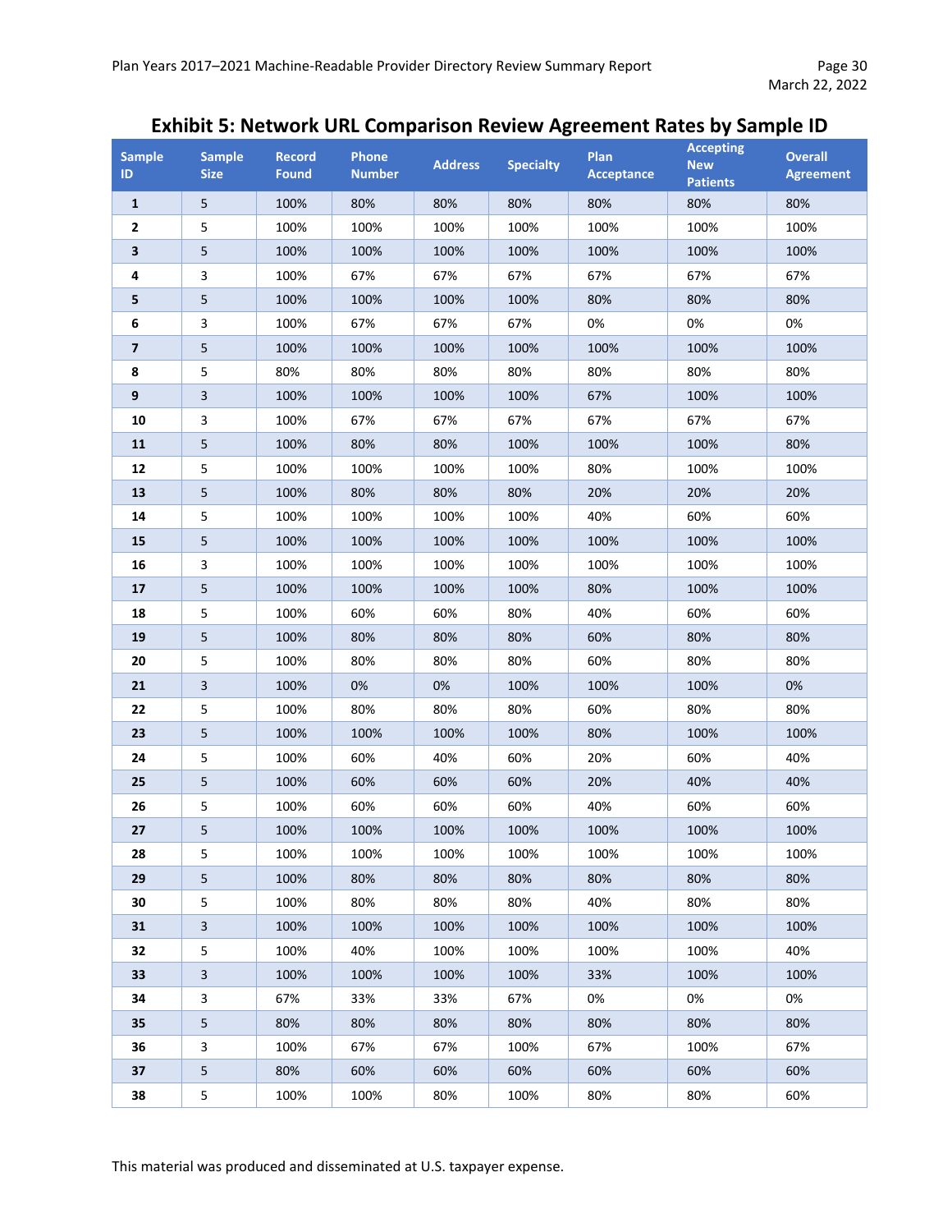## Exhibit 5: Network URL Comparison Review Agreement Rates by Sample ID

| Sample ID | Sample Size | Record Found | Phone Number | Address | Specialty | Plan Acceptance | Accepting New Patients | Overall Agreement |
|---|---|---|---|---|---|---|---|---|
| 1 | 5 | 100% | 80% | 80% | 80% | 80% | 80% | 80% |
| 2 | 5 | 100% | 100% | 100% | 100% | 100% | 100% | 100% |
| 3 | 5 | 100% | 100% | 100% | 100% | 100% | 100% | 100% |
| 4 | 3 | 100% | 67% | 67% | 67% | 67% | 67% | 67% |
| 5 | 5 | 100% | 100% | 100% | 100% | 80% | 80% | 80% |
| 6 | 3 | 100% | 67% | 67% | 67% | 0% | 0% | 0% |
| 7 | 5 | 100% | 100% | 100% | 100% | 100% | 100% | 100% |
| 8 | 5 | 80% | 80% | 80% | 80% | 80% | 80% | 80% |
| 9 | 3 | 100% | 100% | 100% | 100% | 67% | 100% | 100% |
| 10 | 3 | 100% | 67% | 67% | 67% | 67% | 67% | 67% |
| 11 | 5 | 100% | 80% | 80% | 100% | 100% | 100% | 80% |
| 12 | 5 | 100% | 100% | 100% | 100% | 80% | 100% | 100% |
| 13 | 5 | 100% | 80% | 80% | 80% | 20% | 20% | 20% |
| 14 | 5 | 100% | 100% | 100% | 100% | 40% | 60% | 60% |
| 15 | 5 | 100% | 100% | 100% | 100% | 100% | 100% | 100% |
| 16 | 3 | 100% | 100% | 100% | 100% | 100% | 100% | 100% |
| 17 | 5 | 100% | 100% | 100% | 100% | 80% | 100% | 100% |
| 18 | 5 | 100% | 60% | 60% | 80% | 40% | 60% | 60% |
| 19 | 5 | 100% | 80% | 80% | 80% | 60% | 80% | 80% |
| 20 | 5 | 100% | 80% | 80% | 80% | 60% | 80% | 80% |
| 21 | 3 | 100% | 0% | 0% | 100% | 100% | 100% | 0% |
| 22 | 5 | 100% | 80% | 80% | 80% | 60% | 80% | 80% |
| 23 | 5 | 100% | 100% | 100% | 100% | 80% | 100% | 100% |
| 24 | 5 | 100% | 60% | 40% | 60% | 20% | 60% | 40% |
| 25 | 5 | 100% | 60% | 60% | 60% | 20% | 40% | 40% |
| 26 | 5 | 100% | 60% | 60% | 60% | 40% | 60% | 60% |
| 27 | 5 | 100% | 100% | 100% | 100% | 100% | 100% | 100% |
| 28 | 5 | 100% | 100% | 100% | 100% | 100% | 100% | 100% |
| 29 | 5 | 100% | 80% | 80% | 80% | 80% | 80% | 80% |
| 30 | 5 | 100% | 80% | 80% | 80% | 40% | 80% | 80% |
| 31 | 3 | 100% | 100% | 100% | 100% | 100% | 100% | 100% |
| 32 | 5 | 100% | 40% | 100% | 100% | 100% | 100% | 40% |
| 33 | 3 | 100% | 100% | 100% | 100% | 33% | 100% | 100% |
| 34 | 3 | 67% | 33% | 33% | 67% | 0% | 0% | 0% |
| 35 | 5 | 80% | 80% | 80% | 80% | 80% | 80% | 80% |
| 36 | 3 | 100% | 67% | 67% | 100% | 67% | 100% | 67% |
| 37 | 5 | 80% | 60% | 60% | 60% | 60% | 60% | 60% |
| 38 | 5 | 100% | 100% | 80% | 100% | 80% | 80% | 60% |

This material was produced and disseminated at U.S. taxpayer expense.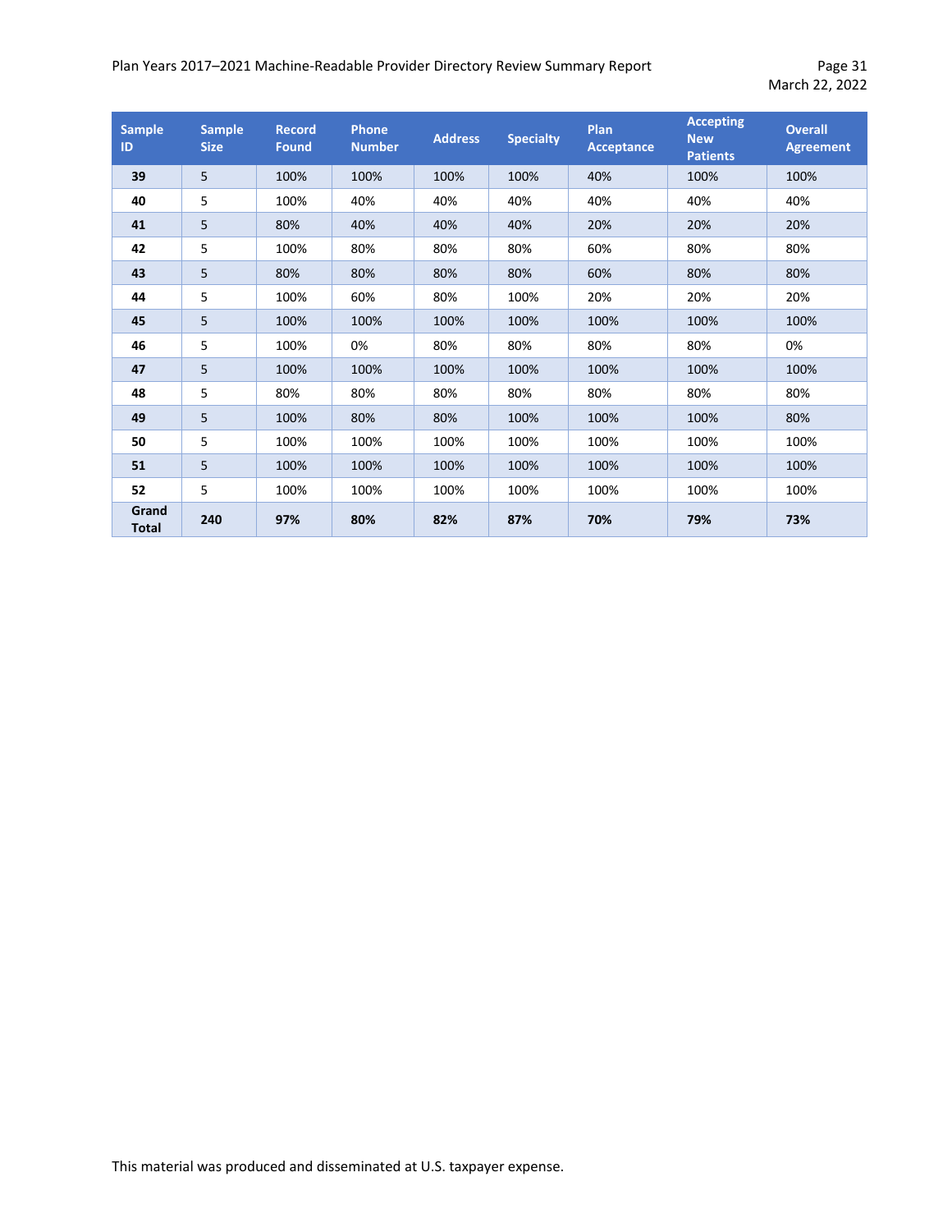| Sample ID | Sample Size | Record Found | Phone Number | Address | Specialty | Plan Acceptance | Accepting New Patients | Overall Agreement |
|---|---|---|---|---|---|---|---|---|
| **39** | 5 | 100% | 100% | 100% | 100% | 40% | 100% | 100% |
| **40** | 5 | 100% | 40% | 40% | 40% | 40% | 40% | 40% |
| **41** | 5 | 80% | 40% | 40% | 40% | 20% | 20% | 20% |
| **42** | 5 | 100% | 80% | 80% | 80% | 60% | 80% | 80% |
| **43** | 5 | 80% | 80% | 80% | 80% | 60% | 80% | 80% |
| **44** | 5 | 100% | 60% | 80% | 100% | 20% | 20% | 20% |
| **45** | 5 | 100% | 100% | 100% | 100% | 100% | 100% | 100% |
| **46** | 5 | 100% | 0% | 80% | 80% | 80% | 80% | 0% |
| **47** | 5 | 100% | 100% | 100% | 100% | 100% | 100% | 100% |
| **48** | 5 | 80% | 80% | 80% | 80% | 80% | 80% | 80% |
| **49** | 5 | 100% | 80% | 80% | 100% | 100% | 100% | 80% |
| **50** | 5 | 100% | 100% | 100% | 100% | 100% | 100% | 100% |
| **51** | 5 | 100% | 100% | 100% | 100% | 100% | 100% | 100% |
| **52** | 5 | 100% | 100% | 100% | 100% | 100% | 100% | 100% |
| **Grand Total** | **240** | **97%** | **80%** | **82%** | **87%** | **70%** | **79%** | **73%** |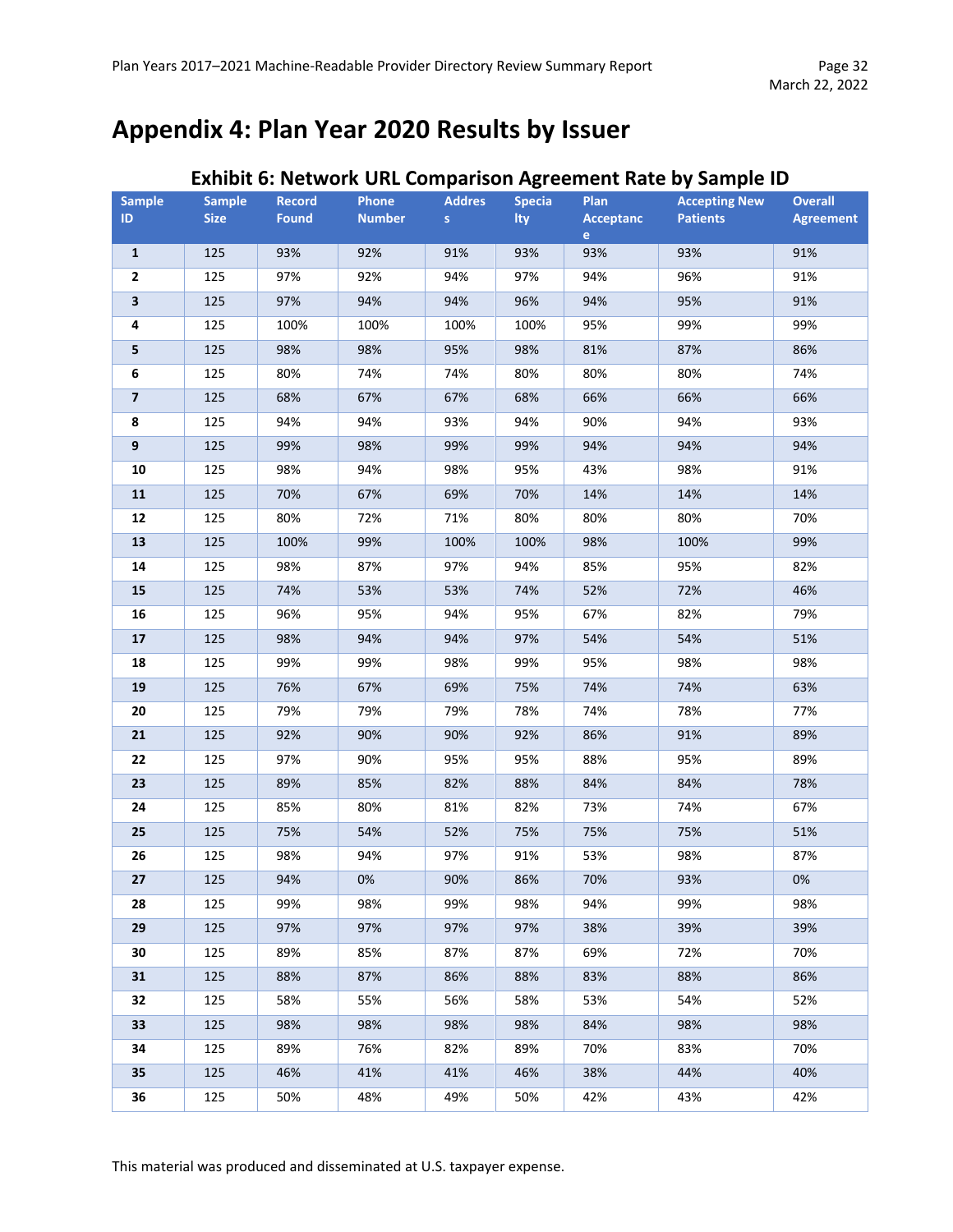# Appendix 4: Plan Year 2020 Results by Issuer

### Exhibit 6: Network URL Comparison Agreement Rate by Sample ID

| Sample ID | Sample Size | Record Found | Phone Number | Address | Specialty | Plan Acceptance | Accepting New Patients | Overall Agreement |
|---|---|---|---|---|---|---|---|---|
| **1** | 125 | 93% | 92% | 91% | 93% | 93% | 93% | 91% |
| **2** | 125 | 97% | 92% | 94% | 97% | 94% | 96% | 91% |
| **3** | 125 | 97% | 94% | 94% | 96% | 94% | 95% | 91% |
| **4** | 125 | 100% | 100% | 100% | 100% | 95% | 99% | 99% |
| **5** | 125 | 98% | 98% | 95% | 98% | 81% | 87% | 86% |
| **6** | 125 | 80% | 74% | 74% | 80% | 80% | 80% | 74% |
| **7** | 125 | 68% | 67% | 67% | 68% | 66% | 66% | 66% |
| **8** | 125 | 94% | 94% | 93% | 94% | 90% | 94% | 93% |
| **9** | 125 | 99% | 98% | 99% | 99% | 94% | 94% | 94% |
| **10** | 125 | 98% | 94% | 98% | 95% | 43% | 98% | 91% |
| **11** | 125 | 70% | 67% | 69% | 70% | 14% | 14% | 14% |
| **12** | 125 | 80% | 72% | 71% | 80% | 80% | 80% | 70% |
| **13** | 125 | 100% | 99% | 100% | 100% | 98% | 100% | 99% |
| **14** | 125 | 98% | 87% | 97% | 94% | 85% | 95% | 82% |
| **15** | 125 | 74% | 53% | 53% | 74% | 52% | 72% | 46% |
| **16** | 125 | 96% | 95% | 94% | 95% | 67% | 82% | 79% |
| **17** | 125 | 98% | 94% | 94% | 97% | 54% | 54% | 51% |
| **18** | 125 | 99% | 99% | 98% | 99% | 95% | 98% | 98% |
| **19** | 125 | 76% | 67% | 69% | 75% | 74% | 74% | 63% |
| **20** | 125 | 79% | 79% | 79% | 78% | 74% | 78% | 77% |
| **21** | 125 | 92% | 90% | 90% | 92% | 86% | 91% | 89% |
| **22** | 125 | 97% | 90% | 95% | 95% | 88% | 95% | 89% |
| **23** | 125 | 89% | 85% | 82% | 88% | 84% | 84% | 78% |
| **24** | 125 | 85% | 80% | 81% | 82% | 73% | 74% | 67% |
| **25** | 125 | 75% | 54% | 52% | 75% | 75% | 75% | 51% |
| **26** | 125 | 98% | 94% | 97% | 91% | 53% | 98% | 87% |
| **27** | 125 | 94% | 0% | 90% | 86% | 70% | 93% | 0% |
| **28** | 125 | 99% | 98% | 99% | 98% | 94% | 99% | 98% |
| **29** | 125 | 97% | 97% | 97% | 97% | 38% | 39% | 39% |
| **30** | 125 | 89% | 85% | 87% | 87% | 69% | 72% | 70% |
| **31** | 125 | 88% | 87% | 86% | 88% | 83% | 88% | 86% |
| **32** | 125 | 58% | 55% | 56% | 58% | 53% | 54% | 52% |
| **33** | 125 | 98% | 98% | 98% | 98% | 84% | 98% | 98% |
| **34** | 125 | 89% | 76% | 82% | 89% | 70% | 83% | 70% |
| **35** | 125 | 46% | 41% | 41% | 46% | 38% | 44% | 40% |
| **36** | 125 | 50% | 48% | 49% | 50% | 42% | 43% | 42% |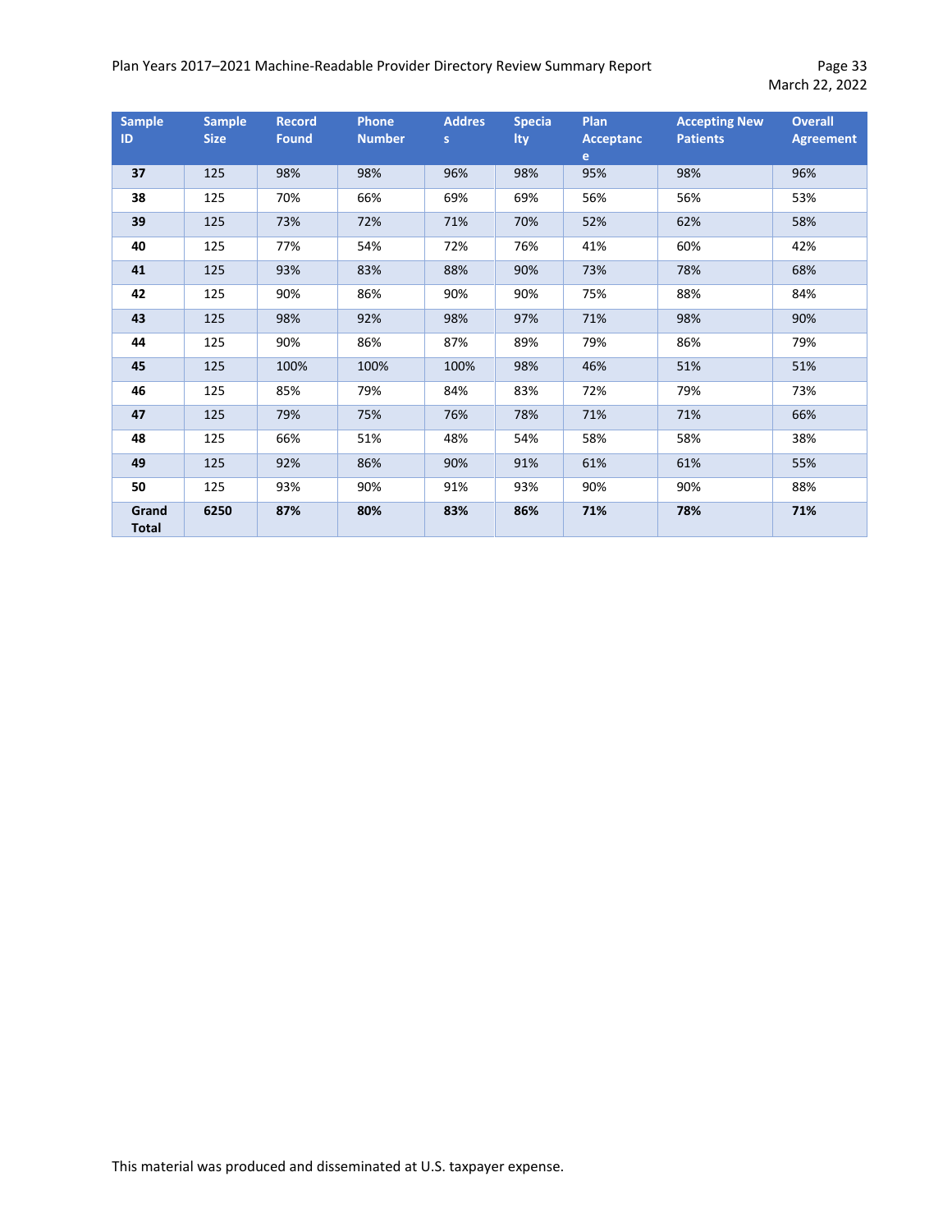| Sample ID | Sample Size | Record Found | Phone Number | Address | Specialty | Plan Acceptance | Accepting New Patients | Overall Agreement |
|---|---|---|---|---|---|---|---|---|
| **37** | 125 | 98% | 98% | 96% | 98% | 95% | 98% | 96% |
| **38** | 125 | 70% | 66% | 69% | 69% | 56% | 56% | 53% |
| **39** | 125 | 73% | 72% | 71% | 70% | 52% | 62% | 58% |
| **40** | 125 | 77% | 54% | 72% | 76% | 41% | 60% | 42% |
| **41** | 125 | 93% | 83% | 88% | 90% | 73% | 78% | 68% |
| **42** | 125 | 90% | 86% | 90% | 90% | 75% | 88% | 84% |
| **43** | 125 | 98% | 92% | 98% | 97% | 71% | 98% | 90% |
| **44** | 125 | 90% | 86% | 87% | 89% | 79% | 86% | 79% |
| **45** | 125 | 100% | 100% | 100% | 98% | 46% | 51% | 51% |
| **46** | 125 | 85% | 79% | 84% | 83% | 72% | 79% | 73% |
| **47** | 125 | 79% | 75% | 76% | 78% | 71% | 71% | 66% |
| **48** | 125 | 66% | 51% | 48% | 54% | 58% | 58% | 38% |
| **49** | 125 | 92% | 86% | 90% | 91% | 61% | 61% | 55% |
| **50** | 125 | 93% | 90% | 91% | 93% | 90% | 90% | 88% |
| **Grand Total** | **6250** | **87%** | **80%** | **83%** | **86%** | **71%** | **78%** | **71%** |

This material was produced and disseminated at U.S. taxpayer expense.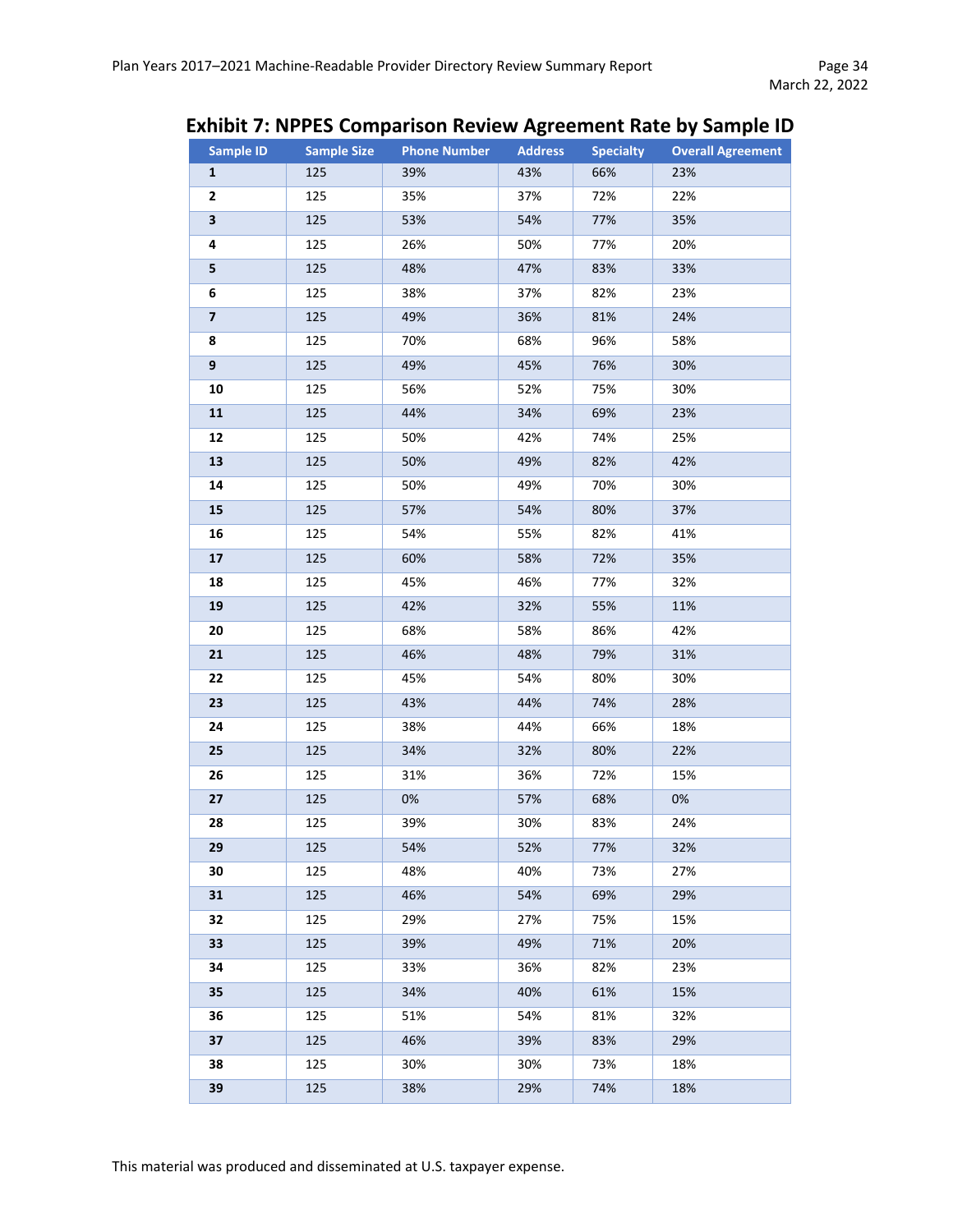## Exhibit 7: NPPES Comparison Review Agreement Rate by Sample ID

| Sample ID | Sample Size | Phone Number | Address | Specialty | Overall Agreement |
|---|---|---|---|---|---|
| **1** | 125 | 39% | 43% | 66% | 23% |
| **2** | 125 | 35% | 37% | 72% | 22% |
| **3** | 125 | 53% | 54% | 77% | 35% |
| **4** | 125 | 26% | 50% | 77% | 20% |
| **5** | 125 | 48% | 47% | 83% | 33% |
| **6** | 125 | 38% | 37% | 82% | 23% |
| **7** | 125 | 49% | 36% | 81% | 24% |
| **8** | 125 | 70% | 68% | 96% | 58% |
| **9** | 125 | 49% | 45% | 76% | 30% |
| **10** | 125 | 56% | 52% | 75% | 30% |
| **11** | 125 | 44% | 34% | 69% | 23% |
| **12** | 125 | 50% | 42% | 74% | 25% |
| **13** | 125 | 50% | 49% | 82% | 42% |
| **14** | 125 | 50% | 49% | 70% | 30% |
| **15** | 125 | 57% | 54% | 80% | 37% |
| **16** | 125 | 54% | 55% | 82% | 41% |
| **17** | 125 | 60% | 58% | 72% | 35% |
| **18** | 125 | 45% | 46% | 77% | 32% |
| **19** | 125 | 42% | 32% | 55% | 11% |
| **20** | 125 | 68% | 58% | 86% | 42% |
| **21** | 125 | 46% | 48% | 79% | 31% |
| **22** | 125 | 45% | 54% | 80% | 30% |
| **23** | 125 | 43% | 44% | 74% | 28% |
| **24** | 125 | 38% | 44% | 66% | 18% |
| **25** | 125 | 34% | 32% | 80% | 22% |
| **26** | 125 | 31% | 36% | 72% | 15% |
| **27** | 125 | 0% | 57% | 68% | 0% |
| **28** | 125 | 39% | 30% | 83% | 24% |
| **29** | 125 | 54% | 52% | 77% | 32% |
| **30** | 125 | 48% | 40% | 73% | 27% |
| **31** | 125 | 46% | 54% | 69% | 29% |
| **32** | 125 | 29% | 27% | 75% | 15% |
| **33** | 125 | 39% | 49% | 71% | 20% |
| **34** | 125 | 33% | 36% | 82% | 23% |
| **35** | 125 | 34% | 40% | 61% | 15% |
| **36** | 125 | 51% | 54% | 81% | 32% |
| **37** | 125 | 46% | 39% | 83% | 29% |
| **38** | 125 | 30% | 30% | 73% | 18% |
| **39** | 125 | 38% | 29% | 74% | 18% |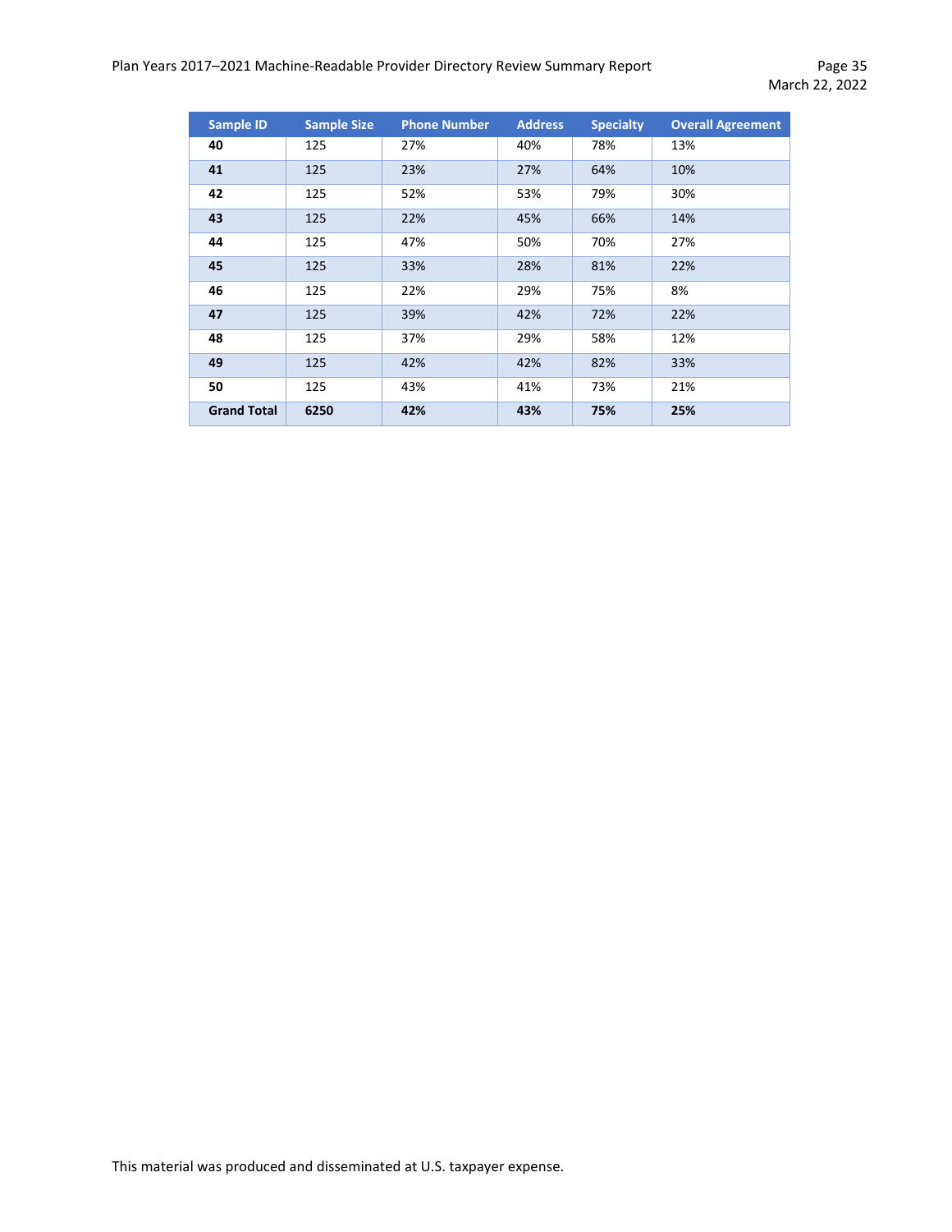| Sample ID | Sample Size | Phone Number | Address | Specialty | Overall Agreement |
|---|---|---|---|---|---|
| **40** | 125 | 27% | 40% | 78% | 13% |
| **41** | 125 | 23% | 27% | 64% | 10% |
| **42** | 125 | 52% | 53% | 79% | 30% |
| **43** | 125 | 22% | 45% | 66% | 14% |
| **44** | 125 | 47% | 50% | 70% | 27% |
| **45** | 125 | 33% | 28% | 81% | 22% |
| **46** | 125 | 22% | 29% | 75% | 8% |
| **47** | 125 | 39% | 42% | 72% | 22% |
| **48** | 125 | 37% | 29% | 58% | 12% |
| **49** | 125 | 42% | 42% | 82% | 33% |
| **50** | 125 | 43% | 41% | 73% | 21% |
| **Grand Total** | **6250** | **42%** | **43%** | **75%** | **25%** |

This material was produced and disseminated at U.S. taxpayer expense.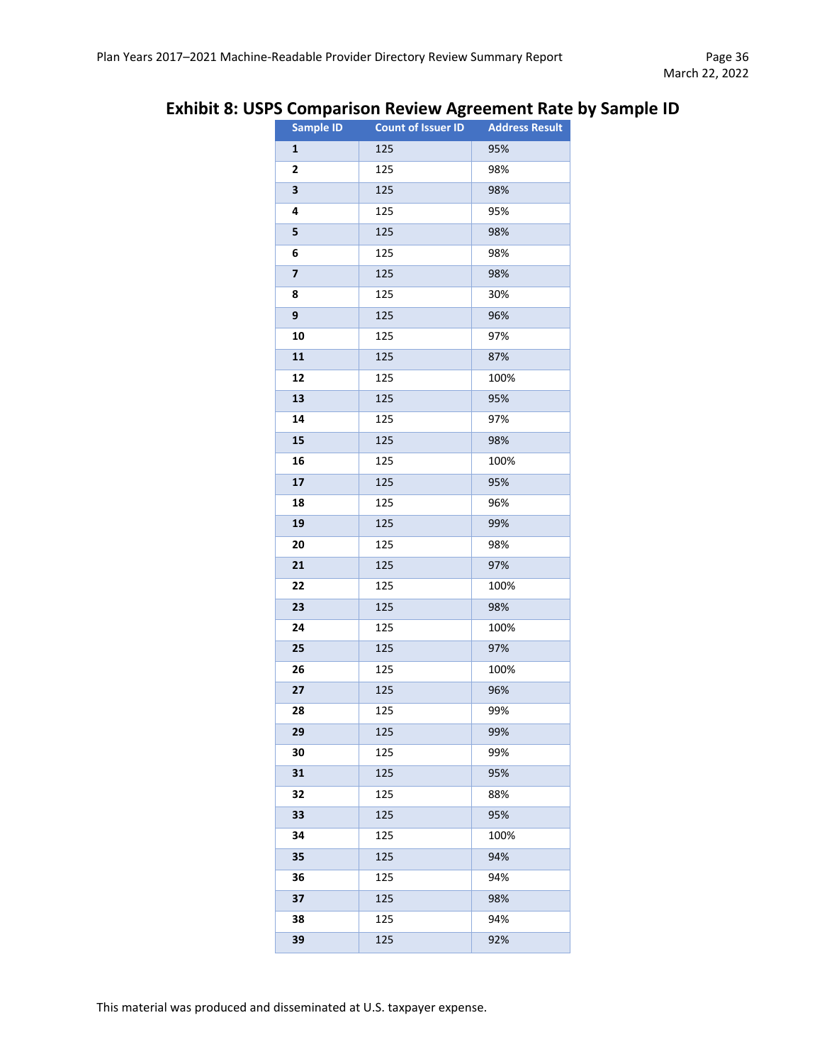## Exhibit 8: USPS Comparison Review Agreement Rate by Sample ID

| Sample ID | Count of Issuer ID | Address Result |
|---|---|---|
| **1** | 125 | 95% |
| **2** | 125 | 98% |
| **3** | 125 | 98% |
| **4** | 125 | 95% |
| **5** | 125 | 98% |
| **6** | 125 | 98% |
| **7** | 125 | 98% |
| **8** | 125 | 30% |
| **9** | 125 | 96% |
| **10** | 125 | 97% |
| **11** | 125 | 87% |
| **12** | 125 | 100% |
| **13** | 125 | 95% |
| **14** | 125 | 97% |
| **15** | 125 | 98% |
| **16** | 125 | 100% |
| **17** | 125 | 95% |
| **18** | 125 | 96% |
| **19** | 125 | 99% |
| **20** | 125 | 98% |
| **21** | 125 | 97% |
| **22** | 125 | 100% |
| **23** | 125 | 98% |
| **24** | 125 | 100% |
| **25** | 125 | 97% |
| **26** | 125 | 100% |
| **27** | 125 | 96% |
| **28** | 125 | 99% |
| **29** | 125 | 99% |
| **30** | 125 | 99% |
| **31** | 125 | 95% |
| **32** | 125 | 88% |
| **33** | 125 | 95% |
| **34** | 125 | 100% |
| **35** | 125 | 94% |
| **36** | 125 | 94% |
| **37** | 125 | 98% |
| **38** | 125 | 94% |
| **39** | 125 | 92% |

This material was produced and disseminated at U.S. taxpayer expense.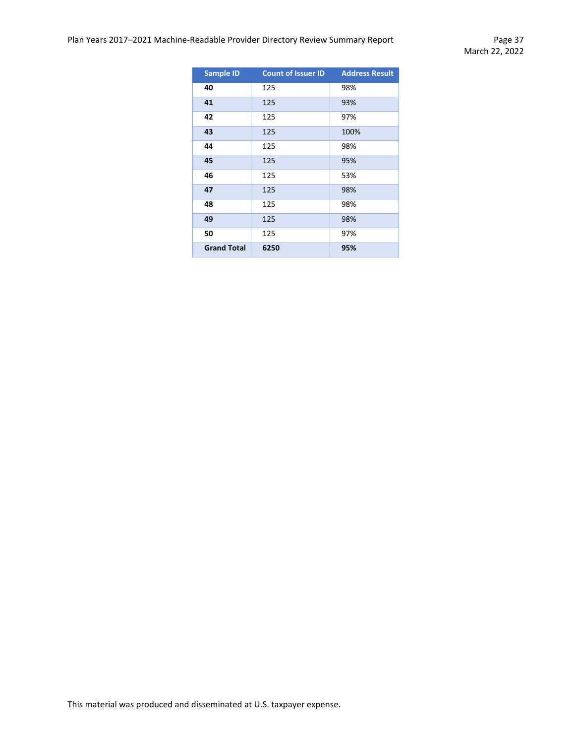| Sample ID | Count of Issuer ID | Address Result |
|---|---|---|
| **40** | 125 | 98% |
| **41** | 125 | 93% |
| **42** | 125 | 97% |
| **43** | 125 | 100% |
| **44** | 125 | 98% |
| **45** | 125 | 95% |
| **46** | 125 | 53% |
| **47** | 125 | 98% |
| **48** | 125 | 98% |
| **49** | 125 | 98% |
| **50** | 125 | 97% |
| **Grand Total** | **6250** | **95%** |

This material was produced and disseminated at U.S. taxpayer expense.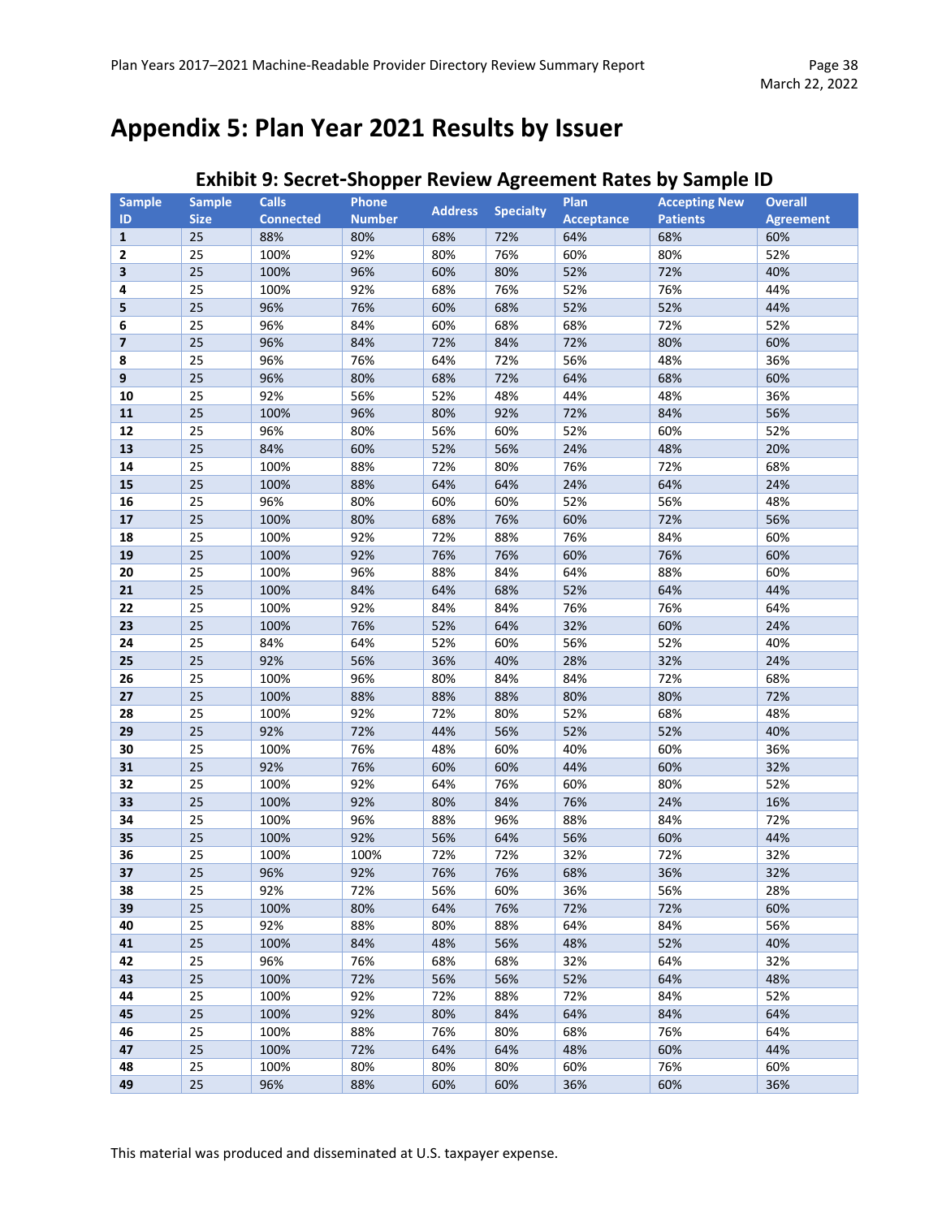# Appendix 5: Plan Year 2021 Results by Issuer

## Exhibit 9: Secret-Shopper Review Agreement Rates by Sample ID

| Sample ID | Sample Size | Calls Connected | Phone Number | Address | Specialty | Plan Acceptance | Accepting New Patients | Overall Agreement |
|---|---|---|---|---|---|---|---|---|
| **1** | 25 | 88% | 80% | 68% | 72% | 64% | 68% | 60% |
| **2** | 25 | 100% | 92% | 80% | 76% | 60% | 80% | 52% |
| **3** | 25 | 100% | 96% | 60% | 80% | 52% | 72% | 40% |
| **4** | 25 | 100% | 92% | 68% | 76% | 52% | 76% | 44% |
| **5** | 25 | 96% | 76% | 60% | 68% | 52% | 52% | 44% |
| **6** | 25 | 96% | 84% | 60% | 68% | 68% | 72% | 52% |
| **7** | 25 | 96% | 84% | 72% | 84% | 72% | 80% | 60% |
| **8** | 25 | 96% | 76% | 64% | 72% | 56% | 48% | 36% |
| **9** | 25 | 96% | 80% | 68% | 72% | 64% | 68% | 60% |
| **10** | 25 | 92% | 56% | 52% | 48% | 44% | 48% | 36% |
| **11** | 25 | 100% | 96% | 80% | 92% | 72% | 84% | 56% |
| **12** | 25 | 96% | 80% | 56% | 60% | 52% | 60% | 52% |
| **13** | 25 | 84% | 60% | 52% | 56% | 24% | 48% | 20% |
| **14** | 25 | 100% | 88% | 72% | 80% | 76% | 72% | 68% |
| **15** | 25 | 100% | 88% | 64% | 64% | 24% | 64% | 24% |
| **16** | 25 | 96% | 80% | 60% | 60% | 52% | 56% | 48% |
| **17** | 25 | 100% | 80% | 68% | 76% | 60% | 72% | 56% |
| **18** | 25 | 100% | 92% | 72% | 88% | 76% | 84% | 60% |
| **19** | 25 | 100% | 92% | 76% | 76% | 60% | 76% | 60% |
| **20** | 25 | 100% | 96% | 88% | 84% | 64% | 88% | 60% |
| **21** | 25 | 100% | 84% | 64% | 68% | 52% | 64% | 44% |
| **22** | 25 | 100% | 92% | 84% | 84% | 76% | 76% | 64% |
| **23** | 25 | 100% | 76% | 52% | 64% | 32% | 60% | 24% |
| **24** | 25 | 84% | 64% | 52% | 60% | 56% | 52% | 40% |
| **25** | 25 | 92% | 56% | 36% | 40% | 28% | 32% | 24% |
| **26** | 25 | 100% | 96% | 80% | 84% | 84% | 72% | 68% |
| **27** | 25 | 100% | 88% | 88% | 88% | 80% | 80% | 72% |
| **28** | 25 | 100% | 92% | 72% | 80% | 52% | 68% | 48% |
| **29** | 25 | 92% | 72% | 44% | 56% | 52% | 52% | 40% |
| **30** | 25 | 100% | 76% | 48% | 60% | 40% | 60% | 36% |
| **31** | 25 | 92% | 76% | 60% | 60% | 44% | 60% | 32% |
| **32** | 25 | 100% | 92% | 64% | 76% | 60% | 80% | 52% |
| **33** | 25 | 100% | 92% | 80% | 84% | 76% | 24% | 16% |
| **34** | 25 | 100% | 96% | 88% | 96% | 88% | 84% | 72% |
| **35** | 25 | 100% | 92% | 56% | 64% | 56% | 60% | 44% |
| **36** | 25 | 100% | 100% | 72% | 72% | 32% | 72% | 32% |
| **37** | 25 | 96% | 92% | 76% | 76% | 68% | 36% | 32% |
| **38** | 25 | 92% | 72% | 56% | 60% | 36% | 56% | 28% |
| **39** | 25 | 100% | 80% | 64% | 76% | 72% | 72% | 60% |
| **40** | 25 | 92% | 88% | 80% | 88% | 64% | 84% | 56% |
| **41** | 25 | 100% | 84% | 48% | 56% | 48% | 52% | 40% |
| **42** | 25 | 96% | 76% | 68% | 68% | 32% | 64% | 32% |
| **43** | 25 | 100% | 72% | 56% | 56% | 52% | 64% | 48% |
| **44** | 25 | 100% | 92% | 72% | 88% | 72% | 84% | 52% |
| **45** | 25 | 100% | 92% | 80% | 84% | 64% | 84% | 64% |
| **46** | 25 | 100% | 88% | 76% | 80% | 68% | 76% | 64% |
| **47** | 25 | 100% | 72% | 64% | 64% | 48% | 60% | 44% |
| **48** | 25 | 100% | 80% | 80% | 80% | 60% | 76% | 60% |
| **49** | 25 | 96% | 88% | 60% | 60% | 36% | 60% | 36% |

This material was produced and disseminated at U.S. taxpayer expense.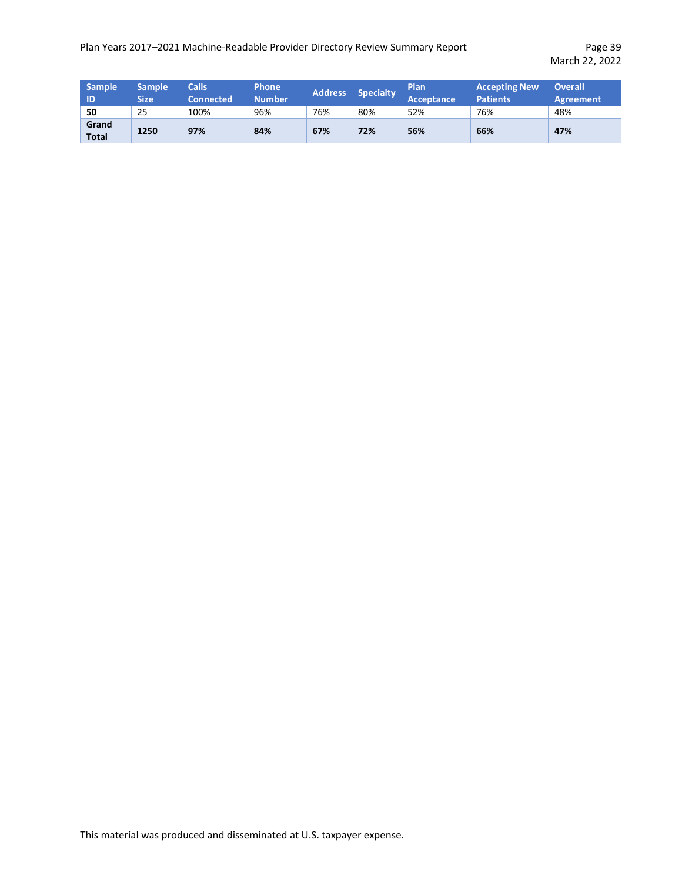| Sample ID | Sample Size | Calls Connected | Phone Number | Address | Specialty | Plan Acceptance | Accepting New Patients | Overall Agreement |
|---|---|---|---|---|---|---|---|---|
| **50** | 25 | 100% | 96% | 76% | 80% | 52% | 76% | 48% |
| **Grand Total** | **1250** | **97%** | **84%** | **67%** | **72%** | **56%** | **66%** | **47%** |

This material was produced and disseminated at U.S. taxpayer expense.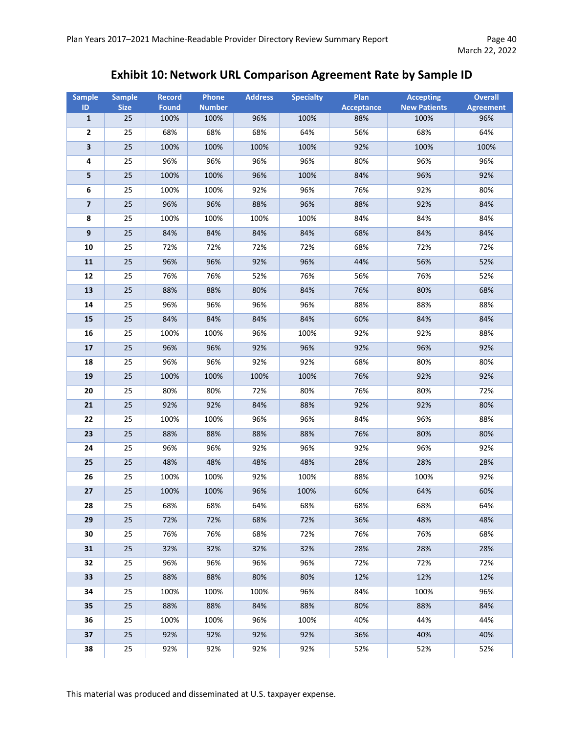## Exhibit 10: Network URL Comparison Agreement Rate by Sample ID

| Sample ID | Sample Size | Record Found | Phone Number | Address | Specialty | Plan Acceptance | Accepting New Patients | Overall Agreement |
|---|---|---|---|---|---|---|---|---|
| 1 | 25 | 100% | 100% | 96% | 100% | 88% | 100% | 96% |
| 2 | 25 | 68% | 68% | 68% | 64% | 56% | 68% | 64% |
| 3 | 25 | 100% | 100% | 100% | 100% | 92% | 100% | 100% |
| 4 | 25 | 96% | 96% | 96% | 96% | 80% | 96% | 96% |
| 5 | 25 | 100% | 100% | 96% | 100% | 84% | 96% | 92% |
| 6 | 25 | 100% | 100% | 92% | 96% | 76% | 92% | 80% |
| 7 | 25 | 96% | 96% | 88% | 96% | 88% | 92% | 84% |
| 8 | 25 | 100% | 100% | 100% | 100% | 84% | 84% | 84% |
| 9 | 25 | 84% | 84% | 84% | 84% | 68% | 84% | 84% |
| 10 | 25 | 72% | 72% | 72% | 72% | 68% | 72% | 72% |
| 11 | 25 | 96% | 96% | 92% | 96% | 44% | 56% | 52% |
| 12 | 25 | 76% | 76% | 52% | 76% | 56% | 76% | 52% |
| 13 | 25 | 88% | 88% | 80% | 84% | 76% | 80% | 68% |
| 14 | 25 | 96% | 96% | 96% | 96% | 88% | 88% | 88% |
| 15 | 25 | 84% | 84% | 84% | 84% | 60% | 84% | 84% |
| 16 | 25 | 100% | 100% | 96% | 100% | 92% | 92% | 88% |
| 17 | 25 | 96% | 96% | 92% | 96% | 92% | 96% | 92% |
| 18 | 25 | 96% | 96% | 92% | 92% | 68% | 80% | 80% |
| 19 | 25 | 100% | 100% | 100% | 100% | 76% | 92% | 92% |
| 20 | 25 | 80% | 80% | 72% | 80% | 76% | 80% | 72% |
| 21 | 25 | 92% | 92% | 84% | 88% | 92% | 92% | 80% |
| 22 | 25 | 100% | 100% | 96% | 96% | 84% | 96% | 88% |
| 23 | 25 | 88% | 88% | 88% | 88% | 76% | 80% | 80% |
| 24 | 25 | 96% | 96% | 92% | 96% | 92% | 96% | 92% |
| 25 | 25 | 48% | 48% | 48% | 48% | 28% | 28% | 28% |
| 26 | 25 | 100% | 100% | 92% | 100% | 88% | 100% | 92% |
| 27 | 25 | 100% | 100% | 96% | 100% | 60% | 64% | 60% |
| 28 | 25 | 68% | 68% | 64% | 68% | 68% | 68% | 64% |
| 29 | 25 | 72% | 72% | 68% | 72% | 36% | 48% | 48% |
| 30 | 25 | 76% | 76% | 68% | 72% | 76% | 76% | 68% |
| 31 | 25 | 32% | 32% | 32% | 32% | 28% | 28% | 28% |
| 32 | 25 | 96% | 96% | 96% | 96% | 72% | 72% | 72% |
| 33 | 25 | 88% | 88% | 80% | 80% | 12% | 12% | 12% |
| 34 | 25 | 100% | 100% | 100% | 96% | 84% | 100% | 96% |
| 35 | 25 | 88% | 88% | 84% | 88% | 80% | 88% | 84% |
| 36 | 25 | 100% | 100% | 96% | 100% | 40% | 44% | 44% |
| 37 | 25 | 92% | 92% | 92% | 92% | 36% | 40% | 40% |
| 38 | 25 | 92% | 92% | 92% | 92% | 52% | 52% | 52% |

This material was produced and disseminated at U.S. taxpayer expense.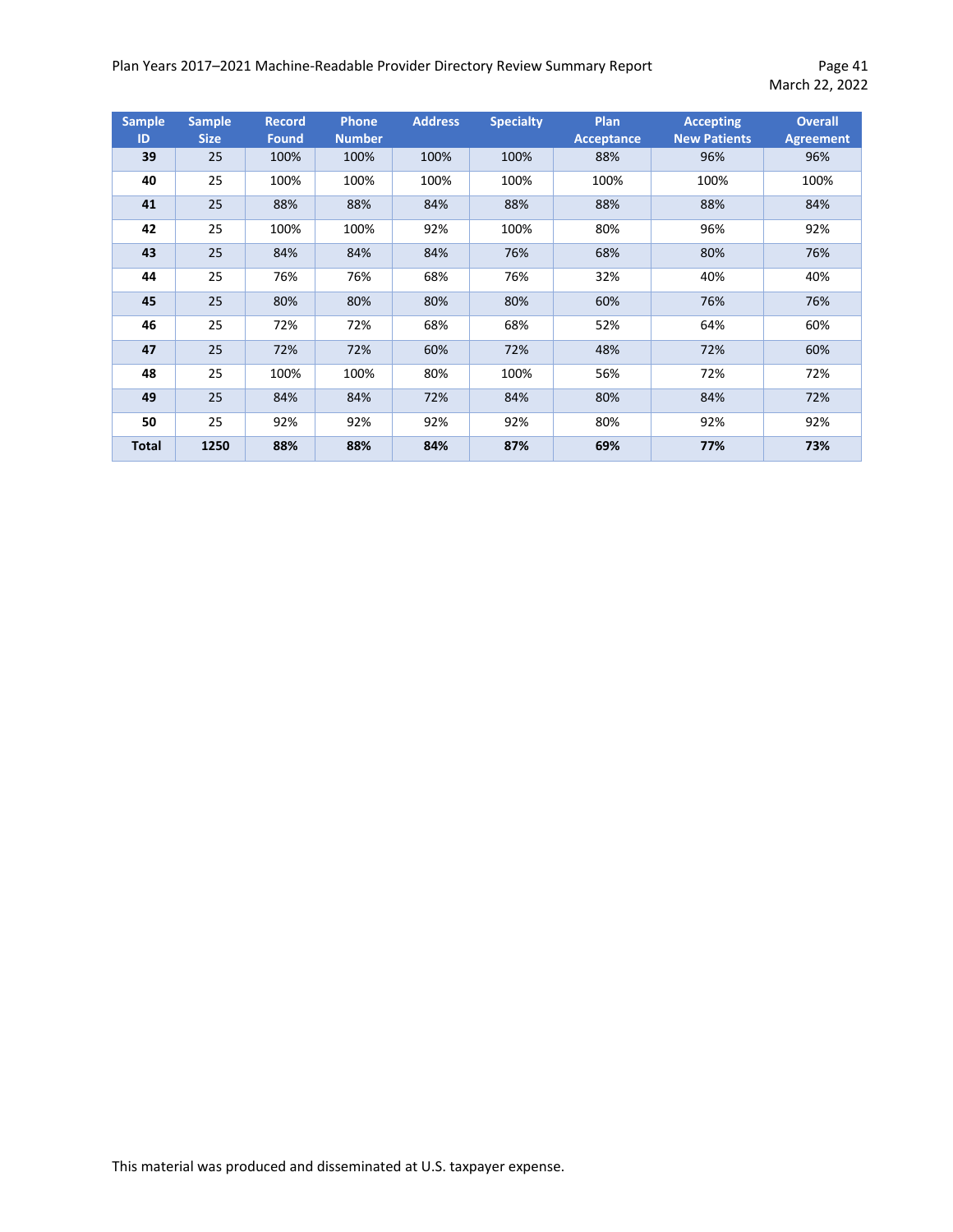| Sample ID | Sample Size | Record Found | Phone Number | Address | Specialty | Plan Acceptance | Accepting New Patients | Overall Agreement |
|---|---|---|---|---|---|---|---|---|
| **39** | 25 | 100% | 100% | 100% | 100% | 88% | 96% | 96% |
| **40** | 25 | 100% | 100% | 100% | 100% | 100% | 100% | 100% |
| **41** | 25 | 88% | 88% | 84% | 88% | 88% | 88% | 84% |
| **42** | 25 | 100% | 100% | 92% | 100% | 80% | 96% | 92% |
| **43** | 25 | 84% | 84% | 84% | 76% | 68% | 80% | 76% |
| **44** | 25 | 76% | 76% | 68% | 76% | 32% | 40% | 40% |
| **45** | 25 | 80% | 80% | 80% | 80% | 60% | 76% | 76% |
| **46** | 25 | 72% | 72% | 68% | 68% | 52% | 64% | 60% |
| **47** | 25 | 72% | 72% | 60% | 72% | 48% | 72% | 60% |
| **48** | 25 | 100% | 100% | 80% | 100% | 56% | 72% | 72% |
| **49** | 25 | 84% | 84% | 72% | 84% | 80% | 84% | 72% |
| **50** | 25 | 92% | 92% | 92% | 92% | 80% | 92% | 92% |
| **Total** | **1250** | **88%** | **88%** | **84%** | **87%** | **69%** | **77%** | **73%** |

This material was produced and disseminated at U.S. taxpayer expense.